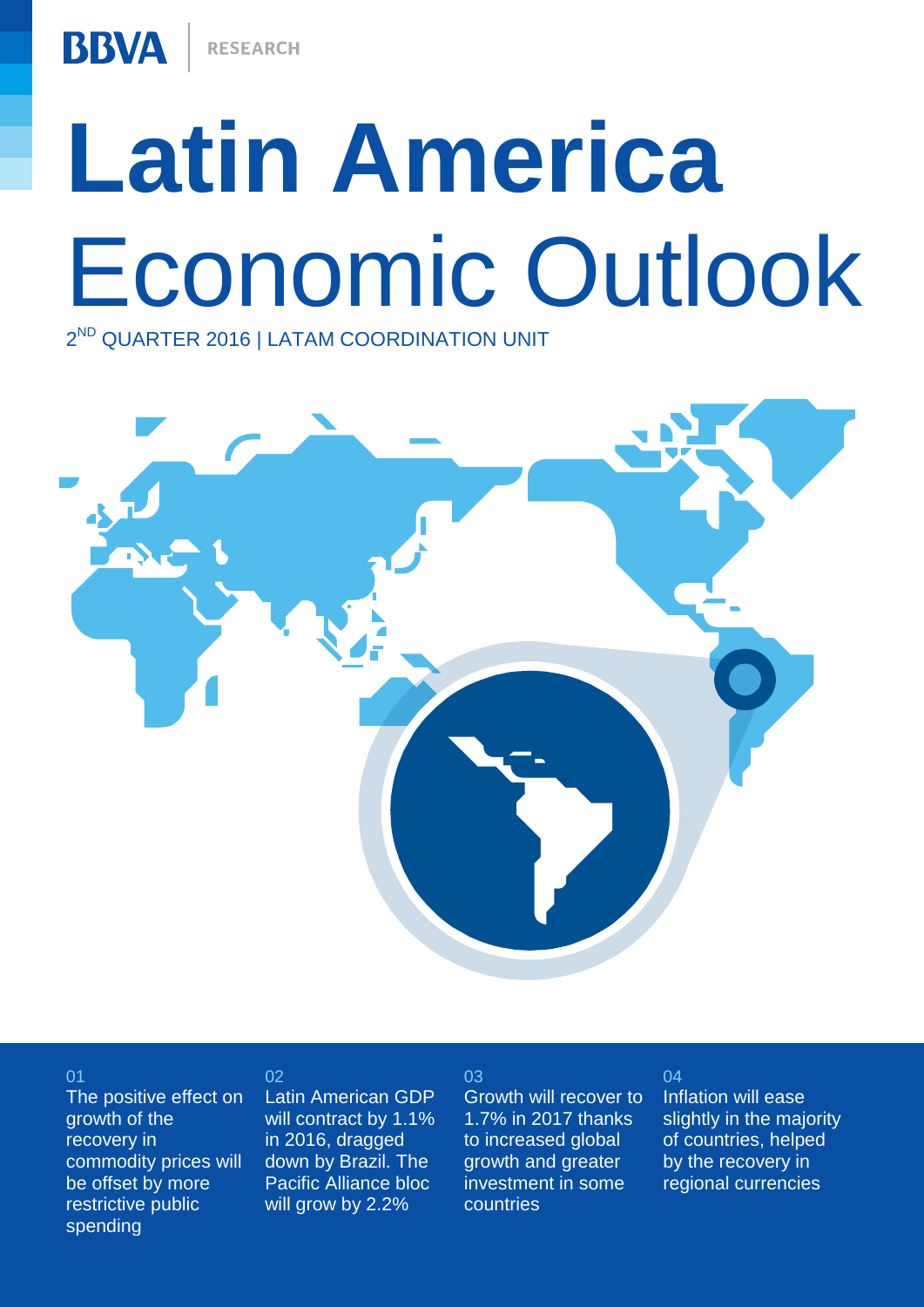BBVA | RESEARCH

# Latin America Economic Outlook

2ND QUARTER 2016 | LATAM COORDINATION UNIT

01
The positive effect on growth of the recovery in commodity prices will be offset by more restrictive public spending

02
Latin American GDP will contract by 1.1% in 2016, dragged down by Brazil. The Pacific Alliance bloc will grow by 2.2%

03
Growth will recover to 1.7% in 2017 thanks to increased global growth and greater investment in some countries

04
Inflation will ease slightly in the majority of countries, helped by the recovery in regional currencies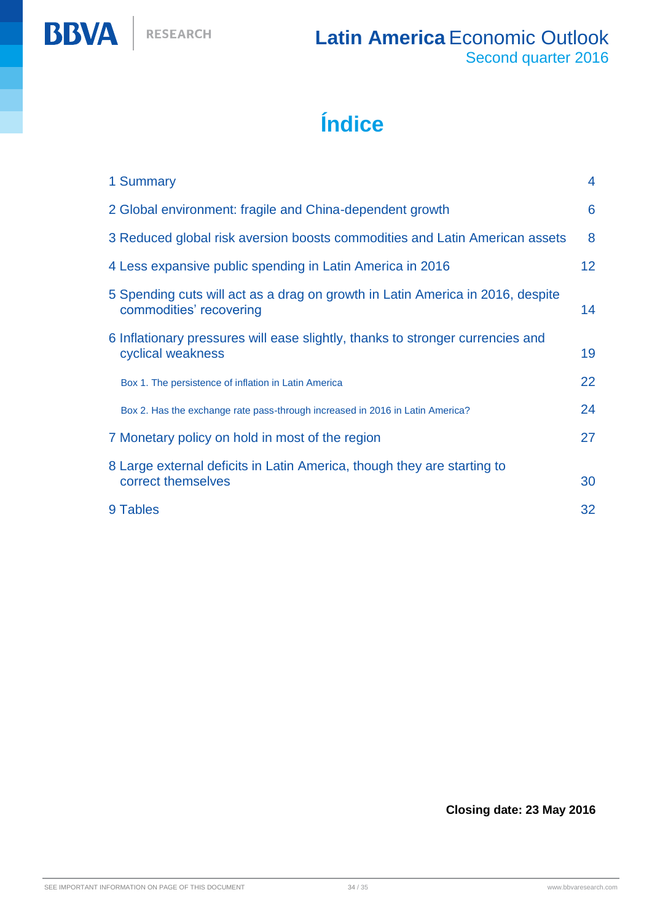# Índice

| | |
|---|---|
| 1 Summary | 4 |
| 2 Global environment: fragile and China-dependent growth | 6 |
| 3 Reduced global risk aversion boosts commodities and Latin American assets | 8 |
| 4 Less expansive public spending in Latin America in 2016 | 12 |
| 5 Spending cuts will act as a drag on growth in Latin America in 2016, despite commodities' recovering | 14 |
| 6 Inflationary pressures will ease slightly, thanks to stronger currencies and cyclical weakness | 19 |
| Box 1. The persistence of inflation in Latin America | 22 |
| Box 2. Has the exchange rate pass-through increased in 2016 in Latin America? | 24 |
| 7 Monetary policy on hold in most of the region | 27 |
| 8 Large external deficits in Latin America, though they are starting to correct themselves | 30 |
| 9 Tables | 32 |

**Closing date: 23 May 2016**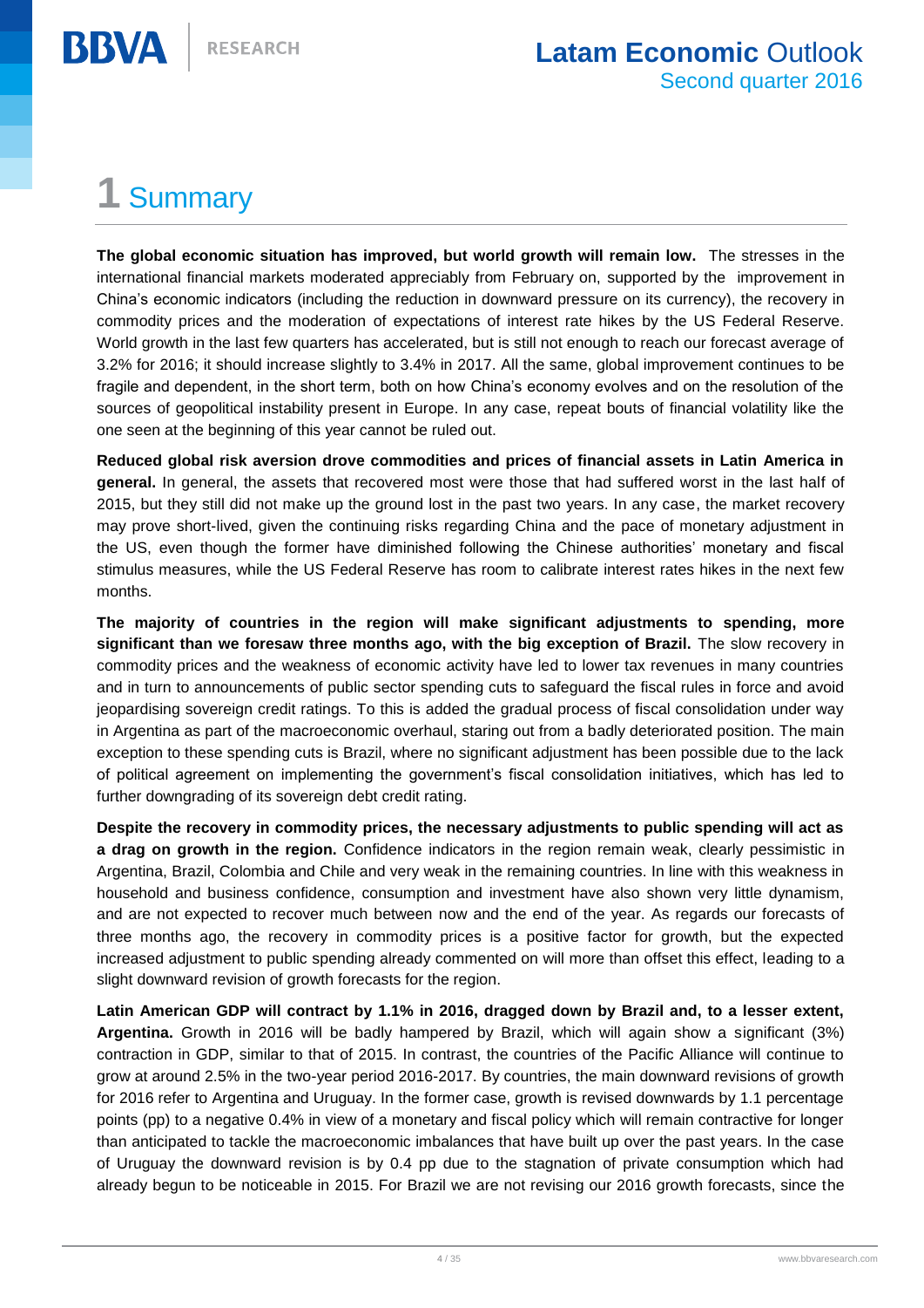# 1 Summary

**The global economic situation has improved, but world growth will remain low.** The stresses in the international financial markets moderated appreciably from February on, supported by the improvement in China's economic indicators (including the reduction in downward pressure on its currency), the recovery in commodity prices and the moderation of expectations of interest rate hikes by the US Federal Reserve. World growth in the last few quarters has accelerated, but is still not enough to reach our forecast average of 3.2% for 2016; it should increase slightly to 3.4% in 2017. All the same, global improvement continues to be fragile and dependent, in the short term, both on how China's economy evolves and on the resolution of the sources of geopolitical instability present in Europe. In any case, repeat bouts of financial volatility like the one seen at the beginning of this year cannot be ruled out.

**Reduced global risk aversion drove commodities and prices of financial assets in Latin America in general.** In general, the assets that recovered most were those that had suffered worst in the last half of 2015, but they still did not make up the ground lost in the past two years. In any case, the market recovery may prove short-lived, given the continuing risks regarding China and the pace of monetary adjustment in the US, even though the former have diminished following the Chinese authorities' monetary and fiscal stimulus measures, while the US Federal Reserve has room to calibrate interest rates hikes in the next few months.

**The majority of countries in the region will make significant adjustments to spending, more significant than we foresaw three months ago, with the big exception of Brazil.** The slow recovery in commodity prices and the weakness of economic activity have led to lower tax revenues in many countries and in turn to announcements of public sector spending cuts to safeguard the fiscal rules in force and avoid jeopardising sovereign credit ratings. To this is added the gradual process of fiscal consolidation under way in Argentina as part of the macroeconomic overhaul, staring out from a badly deteriorated position. The main exception to these spending cuts is Brazil, where no significant adjustment has been possible due to the lack of political agreement on implementing the government's fiscal consolidation initiatives, which has led to further downgrading of its sovereign debt credit rating.

**Despite the recovery in commodity prices, the necessary adjustments to public spending will act as a drag on growth in the region.** Confidence indicators in the region remain weak, clearly pessimistic in Argentina, Brazil, Colombia and Chile and very weak in the remaining countries. In line with this weakness in household and business confidence, consumption and investment have also shown very little dynamism, and are not expected to recover much between now and the end of the year. As regards our forecasts of three months ago, the recovery in commodity prices is a positive factor for growth, but the expected increased adjustment to public spending already commented on will more than offset this effect, leading to a slight downward revision of growth forecasts for the region.

**Latin American GDP will contract by 1.1% in 2016, dragged down by Brazil and, to a lesser extent, Argentina.** Growth in 2016 will be badly hampered by Brazil, which will again show a significant (3%) contraction in GDP, similar to that of 2015. In contrast, the countries of the Pacific Alliance will continue to grow at around 2.5% in the two-year period 2016-2017. By countries, the main downward revisions of growth for 2016 refer to Argentina and Uruguay. In the former case, growth is revised downwards by 1.1 percentage points (pp) to a negative 0.4% in view of a monetary and fiscal policy which will remain contractive for longer than anticipated to tackle the macroeconomic imbalances that have built up over the past years. In the case of Uruguay the downward revision is by 0.4 pp due to the stagnation of private consumption which had already begun to be noticeable in 2015. For Brazil we are not revising our 2016 growth forecasts, since the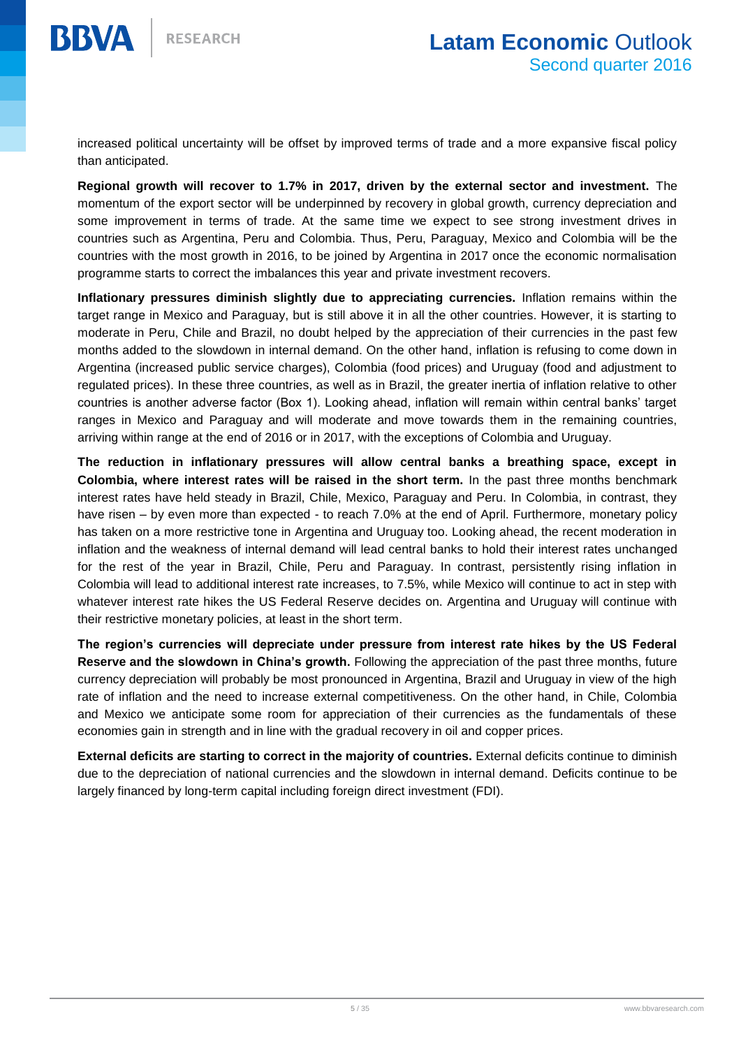increased political uncertainty will be offset by improved terms of trade and a more expansive fiscal policy than anticipated.

**Regional growth will recover to 1.7% in 2017, driven by the external sector and investment.** The momentum of the export sector will be underpinned by recovery in global growth, currency depreciation and some improvement in terms of trade. At the same time we expect to see strong investment drives in countries such as Argentina, Peru and Colombia. Thus, Peru, Paraguay, Mexico and Colombia will be the countries with the most growth in 2016, to be joined by Argentina in 2017 once the economic normalisation programme starts to correct the imbalances this year and private investment recovers.

**Inflationary pressures diminish slightly due to appreciating currencies.** Inflation remains within the target range in Mexico and Paraguay, but is still above it in all the other countries. However, it is starting to moderate in Peru, Chile and Brazil, no doubt helped by the appreciation of their currencies in the past few months added to the slowdown in internal demand. On the other hand, inflation is refusing to come down in Argentina (increased public service charges), Colombia (food prices) and Uruguay (food and adjustment to regulated prices). In these three countries, as well as in Brazil, the greater inertia of inflation relative to other countries is another adverse factor (Box 1). Looking ahead, inflation will remain within central banks' target ranges in Mexico and Paraguay and will moderate and move towards them in the remaining countries, arriving within range at the end of 2016 or in 2017, with the exceptions of Colombia and Uruguay.

**The reduction in inflationary pressures will allow central banks a breathing space, except in Colombia, where interest rates will be raised in the short term.** In the past three months benchmark interest rates have held steady in Brazil, Chile, Mexico, Paraguay and Peru. In Colombia, in contrast, they have risen – by even more than expected - to reach 7.0% at the end of April. Furthermore, monetary policy has taken on a more restrictive tone in Argentina and Uruguay too. Looking ahead, the recent moderation in inflation and the weakness of internal demand will lead central banks to hold their interest rates unchanged for the rest of the year in Brazil, Chile, Peru and Paraguay. In contrast, persistently rising inflation in Colombia will lead to additional interest rate increases, to 7.5%, while Mexico will continue to act in step with whatever interest rate hikes the US Federal Reserve decides on. Argentina and Uruguay will continue with their restrictive monetary policies, at least in the short term.

**The region's currencies will depreciate under pressure from interest rate hikes by the US Federal Reserve and the slowdown in China's growth.** Following the appreciation of the past three months, future currency depreciation will probably be most pronounced in Argentina, Brazil and Uruguay in view of the high rate of inflation and the need to increase external competitiveness. On the other hand, in Chile, Colombia and Mexico we anticipate some room for appreciation of their currencies as the fundamentals of these economies gain in strength and in line with the gradual recovery in oil and copper prices.

**External deficits are starting to correct in the majority of countries.** External deficits continue to diminish due to the depreciation of national currencies and the slowdown in internal demand. Deficits continue to be largely financed by long-term capital including foreign direct investment (FDI).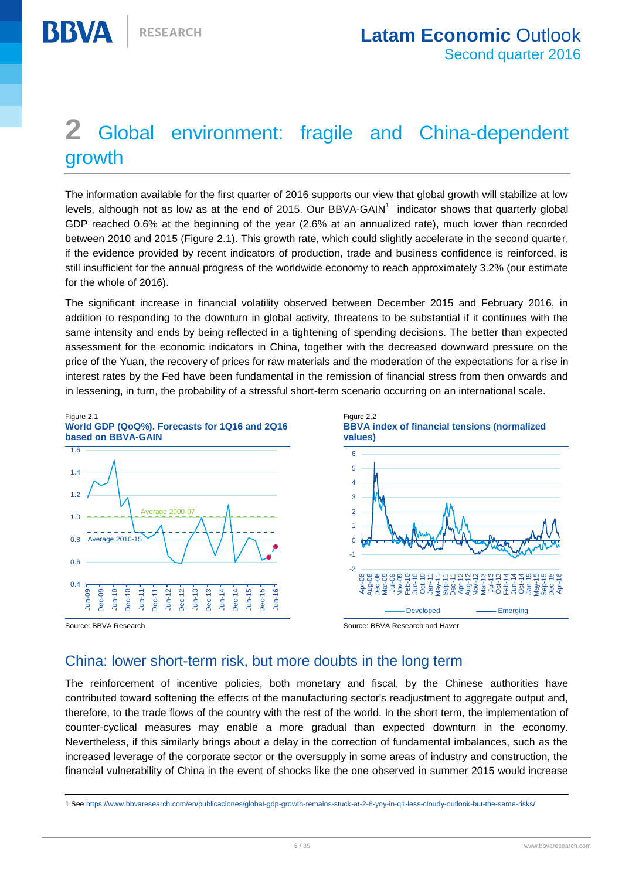# 2 Global environment: fragile and China-dependent growth

The information available for the first quarter of 2016 supports our view that global growth will stabilize at low levels, although not as low as at the end of 2015. Our BBVA-GAIN[1] indicator shows that quarterly global GDP reached 0.6% at the beginning of the year (2.6% at an annualized rate), much lower than recorded between 2010 and 2015 (Figure 2.1). This growth rate, which could slightly accelerate in the second quarter, if the evidence provided by recent indicators of production, trade and business confidence is reinforced, is still insufficient for the annual progress of the worldwide economy to reach approximately 3.2% (our estimate for the whole of 2016).

The significant increase in financial volatility observed between December 2015 and February 2016, in addition to responding to the downturn in global activity, threatens to be substantial if it continues with the same intensity and ends by being reflected in a tightening of spending decisions. The better than expected assessment for the economic indicators in China, together with the decreased downward pressure on the price of the Yuan, the recovery of prices for raw materials and the moderation of the expectations for a rise in interest rates by the Fed have been fundamental in the remission of financial stress from then onwards and in lessening, in turn, the probability of a stressful short-term scenario occurring on an international scale.

Figure 2.1
**World GDP (QoQ%). Forecasts for 1Q16 and 2Q16 based on BBVA-GAIN**

Source: BBVA Research

Figure 2.2
**BBVA index of financial tensions (normalized values)**

Source: BBVA Research and Haver

## China: lower short-term risk, but more doubts in the long term

The reinforcement of incentive policies, both monetary and fiscal, by the Chinese authorities have contributed toward softening the effects of the manufacturing sector's readjustment to aggregate output and, therefore, to the trade flows of the country with the rest of the world. In the short term, the implementation of counter-cyclical measures may enable a more gradual than expected downturn in the economy. Nevertheless, if this similarly brings about a delay in the correction of fundamental imbalances, such as the increased leverage of the corporate sector or the oversupply in some areas of industry and construction, the financial vulnerability of China in the event of shocks like the one observed in summer 2015 would increase

1 See https://www.bbvaresearch.com/en/publicaciones/global-gdp-growth-remains-stuck-at-2-6-yoy-in-q1-less-cloudy-outlook-but-the-same-risks/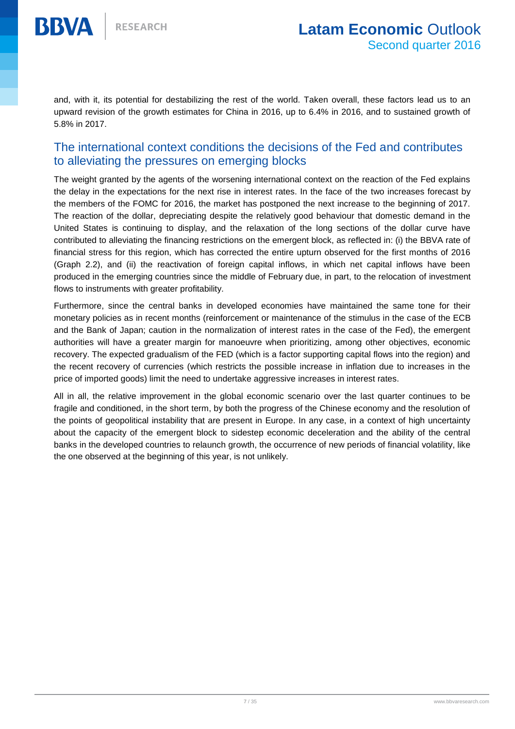and, with it, its potential for destabilizing the rest of the world. Taken overall, these factors lead us to an upward revision of the growth estimates for China in 2016, up to 6.4% in 2016, and to sustained growth of 5.8% in 2017.

## The international context conditions the decisions of the Fed and contributes to alleviating the pressures on emerging blocks

The weight granted by the agents of the worsening international context on the reaction of the Fed explains the delay in the expectations for the next rise in interest rates. In the face of the two increases forecast by the members of the FOMC for 2016, the market has postponed the next increase to the beginning of 2017. The reaction of the dollar, depreciating despite the relatively good behaviour that domestic demand in the United States is continuing to display, and the relaxation of the long sections of the dollar curve have contributed to alleviating the financing restrictions on the emergent block, as reflected in: (i) the BBVA rate of financial stress for this region, which has corrected the entire upturn observed for the first months of 2016 (Graph 2.2), and (ii) the reactivation of foreign capital inflows, in which net capital inflows have been produced in the emerging countries since the middle of February due, in part, to the relocation of investment flows to instruments with greater profitability.

Furthermore, since the central banks in developed economies have maintained the same tone for their monetary policies as in recent months (reinforcement or maintenance of the stimulus in the case of the ECB and the Bank of Japan; caution in the normalization of interest rates in the case of the Fed), the emergent authorities will have a greater margin for manoeuvre when prioritizing, among other objectives, economic recovery. The expected gradualism of the FED (which is a factor supporting capital flows into the region) and the recent recovery of currencies (which restricts the possible increase in inflation due to increases in the price of imported goods) limit the need to undertake aggressive increases in interest rates.

All in all, the relative improvement in the global economic scenario over the last quarter continues to be fragile and conditioned, in the short term, by both the progress of the Chinese economy and the resolution of the points of geopolitical instability that are present in Europe. In any case, in a context of high uncertainty about the capacity of the emergent block to sidestep economic deceleration and the ability of the central banks in the developed countries to relaunch growth, the occurrence of new periods of financial volatility, like the one observed at the beginning of this year, is not unlikely.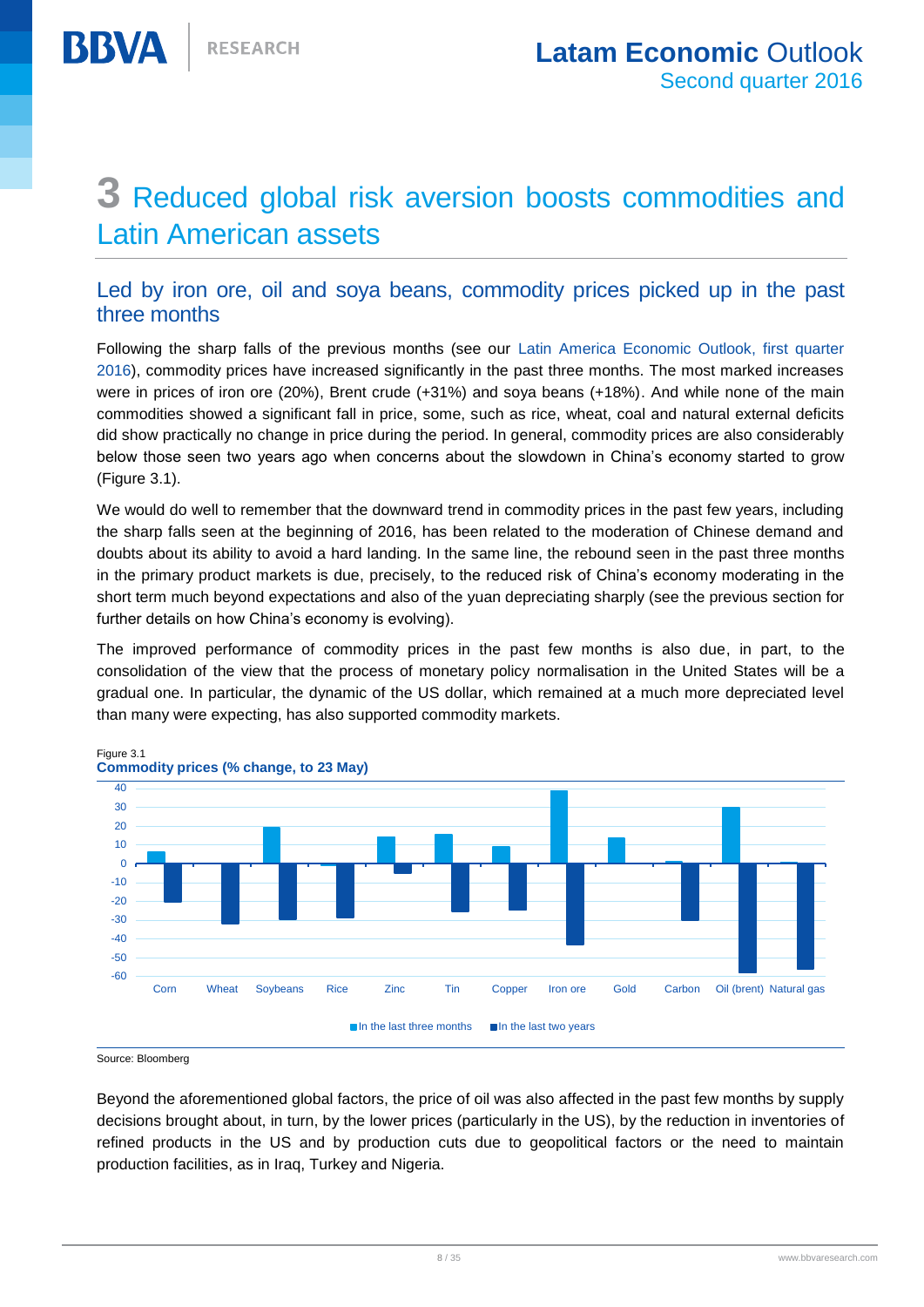# 3 Reduced global risk aversion boosts commodities and Latin American assets

## Led by iron ore, oil and soya beans, commodity prices picked up in the past three months

Following the sharp falls of the previous months (see our Latin America Economic Outlook, first quarter 2016), commodity prices have increased significantly in the past three months. The most marked increases were in prices of iron ore (20%), Brent crude (+31%) and soya beans (+18%). And while none of the main commodities showed a significant fall in price, some, such as rice, wheat, coal and natural external deficits did show practically no change in price during the period. In general, commodity prices are also considerably below those seen two years ago when concerns about the slowdown in China's economy started to grow (Figure 3.1).

We would do well to remember that the downward trend in commodity prices in the past few years, including the sharp falls seen at the beginning of 2016, has been related to the moderation of Chinese demand and doubts about its ability to avoid a hard landing. In the same line, the rebound seen in the past three months in the primary product markets is due, precisely, to the reduced risk of China's economy moderating in the short term much beyond expectations and also of the yuan depreciating sharply (see the previous section for further details on how China's economy is evolving).

The improved performance of commodity prices in the past few months is also due, in part, to the consolidation of the view that the process of monetary policy normalisation in the United States will be a gradual one. In particular, the dynamic of the US dollar, which remained at a much more depreciated level than many were expecting, has also supported commodity markets.

Figure 3.1
**Commodity prices (% change, to 23 May)**

Legend: In the last three months; In the last two years

Categories: Corn, Wheat, Soybeans, Rice, Zinc, Tin, Copper, Iron ore, Gold, Carbon, Oil (brent), Natural gas

Source: Bloomberg

Beyond the aforementioned global factors, the price of oil was also affected in the past few months by supply decisions brought about, in turn, by the lower prices (particularly in the US), by the reduction in inventories of refined products in the US and by production cuts due to geopolitical factors or the need to maintain production facilities, as in Iraq, Turkey and Nigeria.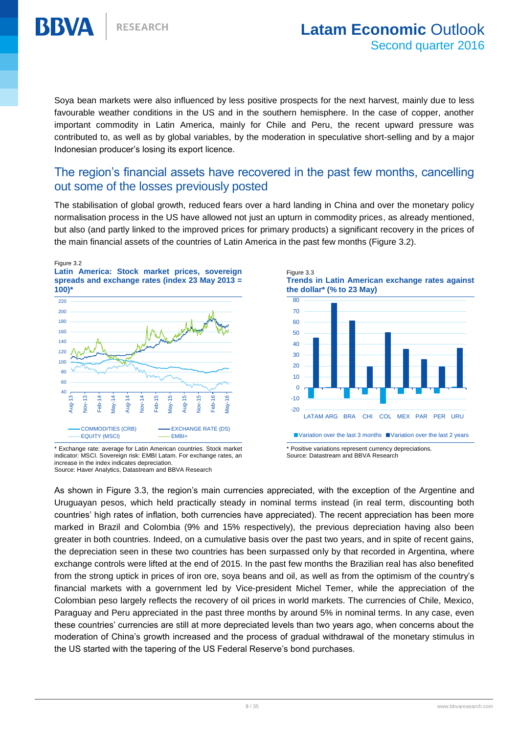Soya bean markets were also influenced by less positive prospects for the next harvest, mainly due to less favourable weather conditions in the US and in the southern hemisphere. In the case of copper, another important commodity in Latin America, mainly for Chile and Peru, the recent upward pressure was contributed to, as well as by global variables, by the moderation in speculative short-selling and by a major Indonesian producer's losing its export licence.

## The region's financial assets have recovered in the past few months, cancelling out some of the losses previously posted

The stabilisation of global growth, reduced fears over a hard landing in China and over the monetary policy normalisation process in the US have allowed not just an upturn in commodity prices, as already mentioned, but also (and partly linked to the improved prices for primary products) a significant recovery in the prices of the main financial assets of the countries of Latin America in the past few months (Figure 3.2).

Figure 3.2

**Latin America: Stock market prices, sovereign spreads and exchange rates (index 23 May 2013 = 100)***

\* Exchange rate: average for Latin American countries. Stock market indicator: MSCI. Sovereign risk: EMBI Latam. For exchange rates, an increase in the index indicates depreciation.
Source: Haver Analytics, Datastream and BBVA Research

Figure 3.3

**Trends in Latin American exchange rates against the dollar* (% to 23 May)**

\* Positive variations represent currency depreciations.
Source: Datastream and BBVA Research

As shown in Figure 3.3, the region's main currencies appreciated, with the exception of the Argentine and Uruguayan pesos, which held practically steady in nominal terms instead (in real term, discounting both countries' high rates of inflation, both currencies have appreciated). The recent appreciation has been more marked in Brazil and Colombia (9% and 15% respectively), the previous depreciation having also been greater in both countries. Indeed, on a cumulative basis over the past two years, and in spite of recent gains, the depreciation seen in these two countries has been surpassed only by that recorded in Argentina, where exchange controls were lifted at the end of 2015. In the past few months the Brazilian real has also benefited from the strong uptick in prices of iron ore, soya beans and oil, as well as from the optimism of the country's financial markets with a government led by Vice-president Michel Temer, while the appreciation of the Colombian peso largely reflects the recovery of oil prices in world markets. The currencies of Chile, Mexico, Paraguay and Peru appreciated in the past three months by around 5% in nominal terms. In any case, even these countries' currencies are still at more depreciated levels than two years ago, when concerns about the moderation of China's growth increased and the process of gradual withdrawal of the monetary stimulus in the US started with the tapering of the US Federal Reserve's bond purchases.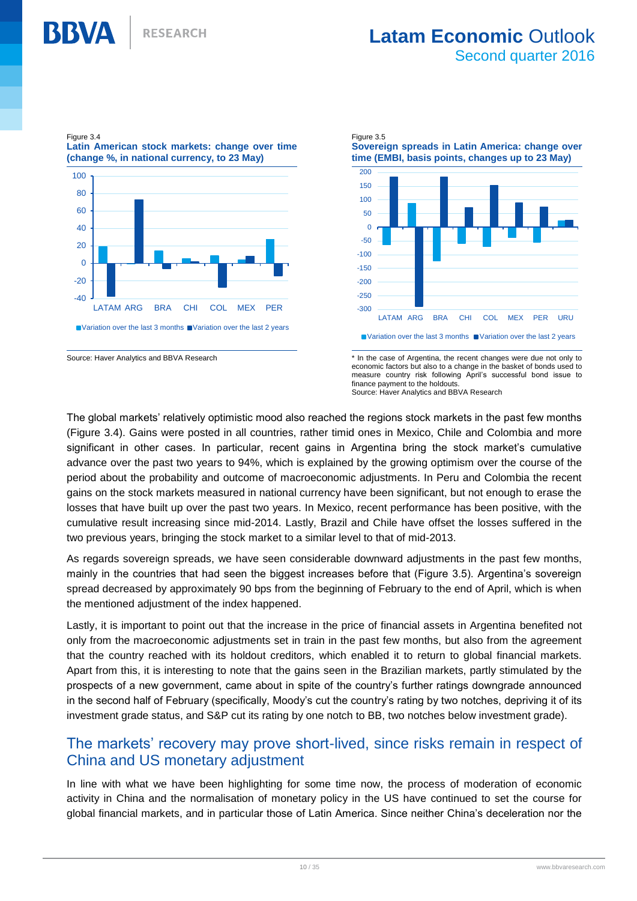Figure 3.4
**Latin American stock markets: change over time (change %, in national currency, to 23 May)**

Source: Haver Analytics and BBVA Research

Figure 3.5
**Sovereign spreads in Latin America: change over time (EMBI, basis points, changes up to 23 May)**

\* In the case of Argentina, the recent changes were due not only to economic factors but also to a change in the basket of bonds used to measure country risk following April's successful bond issue to finance payment to the holdouts.
Source: Haver Analytics and BBVA Research

The global markets' relatively optimistic mood also reached the regions stock markets in the past few months (Figure 3.4). Gains were posted in all countries, rather timid ones in Mexico, Chile and Colombia and more significant in other cases. In particular, recent gains in Argentina bring the stock market's cumulative advance over the past two years to 94%, which is explained by the growing optimism over the course of the period about the probability and outcome of macroeconomic adjustments. In Peru and Colombia the recent gains on the stock markets measured in national currency have been significant, but not enough to erase the losses that have built up over the past two years. In Mexico, recent performance has been positive, with the cumulative result increasing since mid-2014. Lastly, Brazil and Chile have offset the losses suffered in the two previous years, bringing the stock market to a similar level to that of mid-2013.

As regards sovereign spreads, we have seen considerable downward adjustments in the past few months, mainly in the countries that had seen the biggest increases before that (Figure 3.5). Argentina's sovereign spread decreased by approximately 90 bps from the beginning of February to the end of April, which is when the mentioned adjustment of the index happened.

Lastly, it is important to point out that the increase in the price of financial assets in Argentina benefited not only from the macroeconomic adjustments set in train in the past few months, but also from the agreement that the country reached with its holdout creditors, which enabled it to return to global financial markets. Apart from this, it is interesting to note that the gains seen in the Brazilian markets, partly stimulated by the prospects of a new government, came about in spite of the country's further ratings downgrade announced in the second half of February (specifically, Moody's cut the country's rating by two notches, depriving it of its investment grade status, and S&P cut its rating by one notch to BB, two notches below investment grade).

## The markets' recovery may prove short-lived, since risks remain in respect of China and US monetary adjustment

In line with what we have been highlighting for some time now, the process of moderation of economic activity in China and the normalisation of monetary policy in the US have continued to set the course for global financial markets, and in particular those of Latin America. Since neither China's deceleration nor the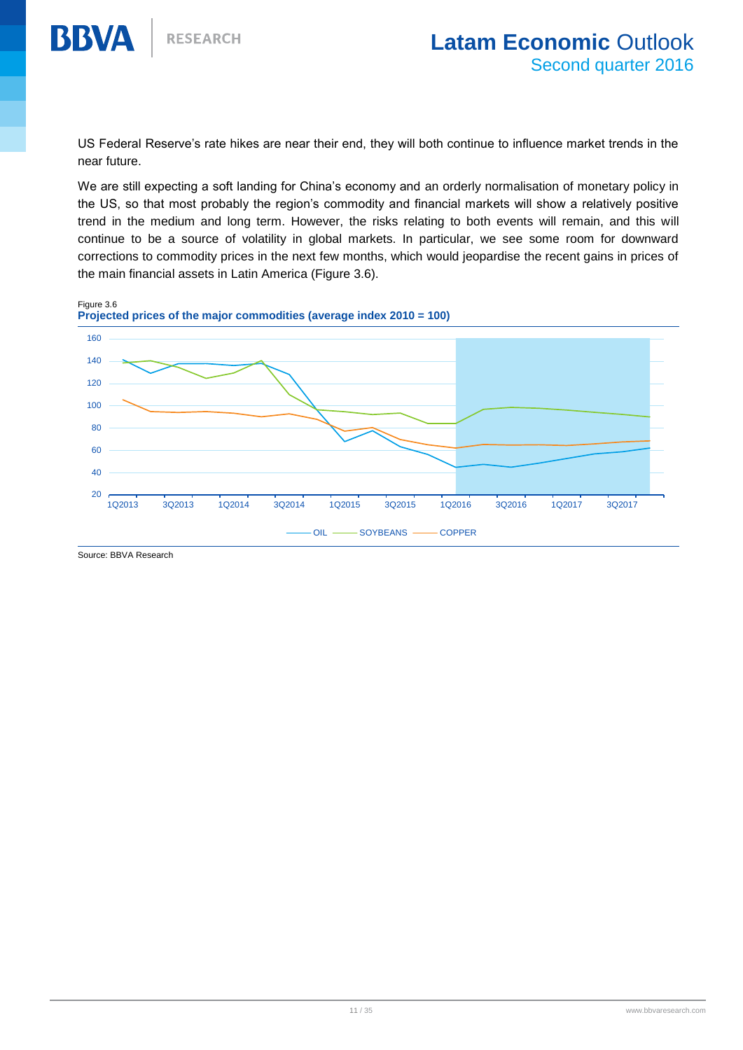US Federal Reserve's rate hikes are near their end, they will both continue to influence market trends in the near future.

We are still expecting a soft landing for China's economy and an orderly normalisation of monetary policy in the US, so that most probably the region's commodity and financial markets will show a relatively positive trend in the medium and long term. However, the risks relating to both events will remain, and this will continue to be a source of volatility in global markets. In particular, we see some room for downward corrections to commodity prices in the next few months, which would jeopardise the recent gains in prices of the main financial assets in Latin America (Figure 3.6).

Figure 3.6

**Projected prices of the major commodities (average index 2010 = 100)**

Source: BBVA Research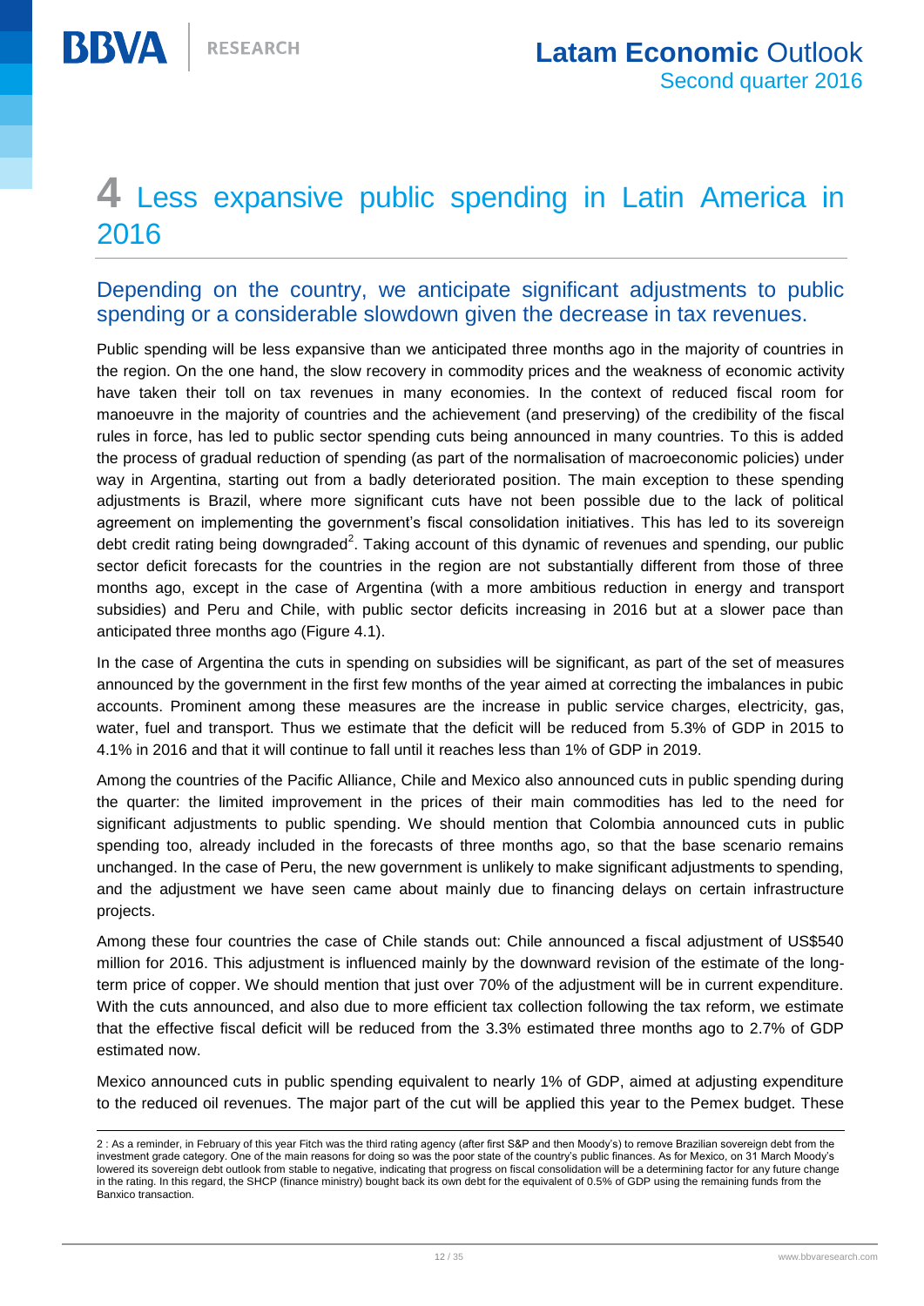# 4 Less expansive public spending in Latin America in 2016

## Depending on the country, we anticipate significant adjustments to public spending or a considerable slowdown given the decrease in tax revenues.

Public spending will be less expansive than we anticipated three months ago in the majority of countries in the region. On the one hand, the slow recovery in commodity prices and the weakness of economic activity have taken their toll on tax revenues in many economies. In the context of reduced fiscal room for manoeuvre in the majority of countries and the achievement (and preserving) of the credibility of the fiscal rules in force, has led to public sector spending cuts being announced in many countries. To this is added the process of gradual reduction of spending (as part of the normalisation of macroeconomic policies) under way in Argentina, starting out from a badly deteriorated position. The main exception to these spending adjustments is Brazil, where more significant cuts have not been possible due to the lack of political agreement on implementing the government's fiscal consolidation initiatives. This has led to its sovereign debt credit rating being downgraded[2]. Taking account of this dynamic of revenues and spending, our public sector deficit forecasts for the countries in the region are not substantially different from those of three months ago, except in the case of Argentina (with a more ambitious reduction in energy and transport subsidies) and Peru and Chile, with public sector deficits increasing in 2016 but at a slower pace than anticipated three months ago (Figure 4.1).

In the case of Argentina the cuts in spending on subsidies will be significant, as part of the set of measures announced by the government in the first few months of the year aimed at correcting the imbalances in pubic accounts. Prominent among these measures are the increase in public service charges, electricity, gas, water, fuel and transport. Thus we estimate that the deficit will be reduced from 5.3% of GDP in 2015 to 4.1% in 2016 and that it will continue to fall until it reaches less than 1% of GDP in 2019.

Among the countries of the Pacific Alliance, Chile and Mexico also announced cuts in public spending during the quarter: the limited improvement in the prices of their main commodities has led to the need for significant adjustments to public spending. We should mention that Colombia announced cuts in public spending too, already included in the forecasts of three months ago, so that the base scenario remains unchanged. In the case of Peru, the new government is unlikely to make significant adjustments to spending, and the adjustment we have seen came about mainly due to financing delays on certain infrastructure projects.

Among these four countries the case of Chile stands out: Chile announced a fiscal adjustment of US$540 million for 2016. This adjustment is influenced mainly by the downward revision of the estimate of the long-term price of copper. We should mention that just over 70% of the adjustment will be in current expenditure. With the cuts announced, and also due to more efficient tax collection following the tax reform, we estimate that the effective fiscal deficit will be reduced from the 3.3% estimated three months ago to 2.7% of GDP estimated now.

Mexico announced cuts in public spending equivalent to nearly 1% of GDP, aimed at adjusting expenditure to the reduced oil revenues. The major part of the cut will be applied this year to the Pemex budget. These

---

2 : As a reminder, in February of this year Fitch was the third rating agency (after first S&P and then Moody's) to remove Brazilian sovereign debt from the investment grade category. One of the main reasons for doing so was the poor state of the country's public finances. As for Mexico, on 31 March Moody's lowered its sovereign debt outlook from stable to negative, indicating that progress on fiscal consolidation will be a determining factor for any future change in the rating. In this regard, the SHCP (finance ministry) bought back its own debt for the equivalent of 0.5% of GDP using the remaining funds from the Banxico transaction.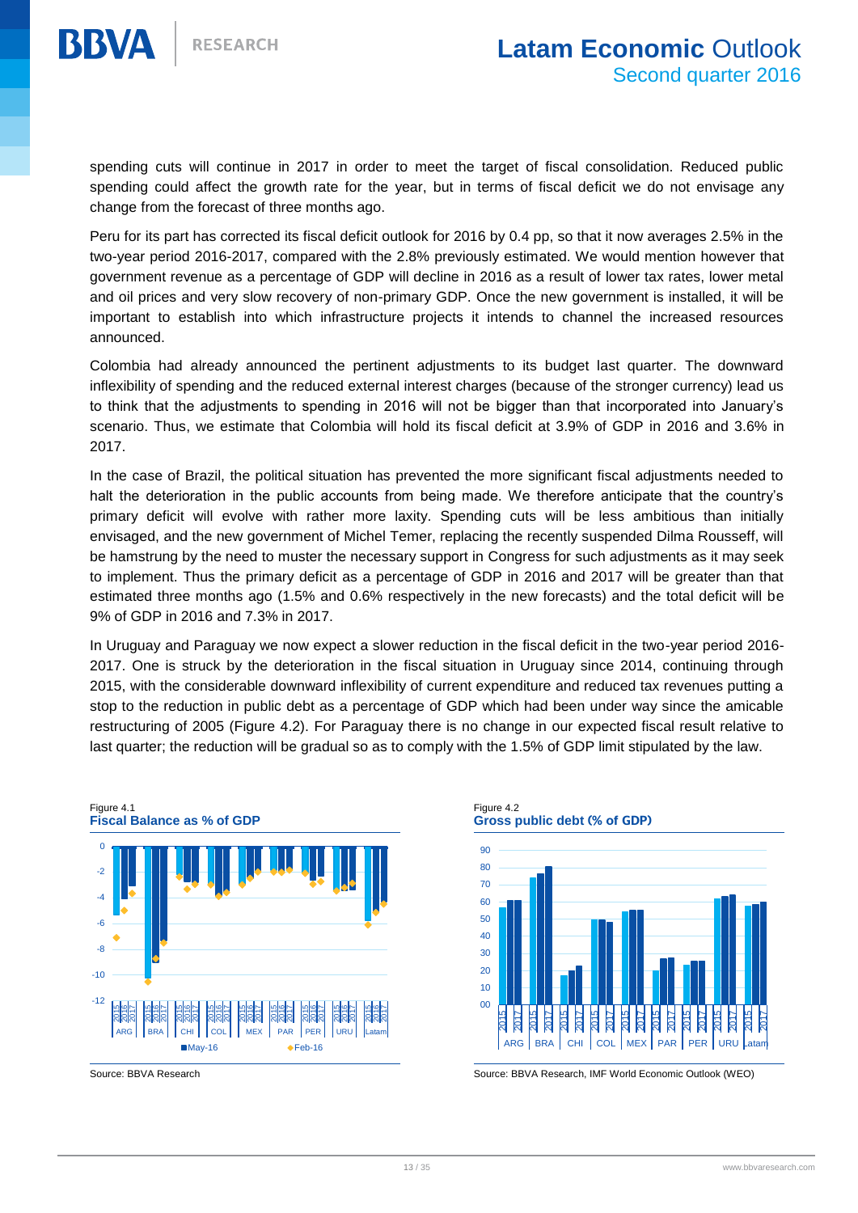spending cuts will continue in 2017 in order to meet the target of fiscal consolidation. Reduced public spending could affect the growth rate for the year, but in terms of fiscal deficit we do not envisage any change from the forecast of three months ago.

Peru for its part has corrected its fiscal deficit outlook for 2016 by 0.4 pp, so that it now averages 2.5% in the two-year period 2016-2017, compared with the 2.8% previously estimated. We would mention however that government revenue as a percentage of GDP will decline in 2016 as a result of lower tax rates, lower metal and oil prices and very slow recovery of non-primary GDP. Once the new government is installed, it will be important to establish into which infrastructure projects it intends to channel the increased resources announced.

Colombia had already announced the pertinent adjustments to its budget last quarter. The downward inflexibility of spending and the reduced external interest charges (because of the stronger currency) lead us to think that the adjustments to spending in 2016 will not be bigger than that incorporated into January's scenario. Thus, we estimate that Colombia will hold its fiscal deficit at 3.9% of GDP in 2016 and 3.6% in 2017.

In the case of Brazil, the political situation has prevented the more significant fiscal adjustments needed to halt the deterioration in the public accounts from being made. We therefore anticipate that the country's primary deficit will evolve with rather more laxity. Spending cuts will be less ambitious than initially envisaged, and the new government of Michel Temer, replacing the recently suspended Dilma Rousseff, will be hamstrung by the need to muster the necessary support in Congress for such adjustments as it may seek to implement. Thus the primary deficit as a percentage of GDP in 2016 and 2017 will be greater than that estimated three months ago (1.5% and 0.6% respectively in the new forecasts) and the total deficit will be 9% of GDP in 2016 and 7.3% in 2017.

In Uruguay and Paraguay we now expect a slower reduction in the fiscal deficit in the two-year period 2016-2017. One is struck by the deterioration in the fiscal situation in Uruguay since 2014, continuing through 2015, with the considerable downward inflexibility of current expenditure and reduced tax revenues putting a stop to the reduction in public debt as a percentage of GDP which had been under way since the amicable restructuring of 2005 (Figure 4.2). For Paraguay there is no change in our expected fiscal result relative to last quarter; the reduction will be gradual so as to comply with the 1.5% of GDP limit stipulated by the law.

Figure 4.1
**Fiscal Balance as % of GDP**

Source: BBVA Research

Figure 4.2
**Gross public debt (% of GDP)**

Source: BBVA Research, IMF World Economic Outlook (WEO)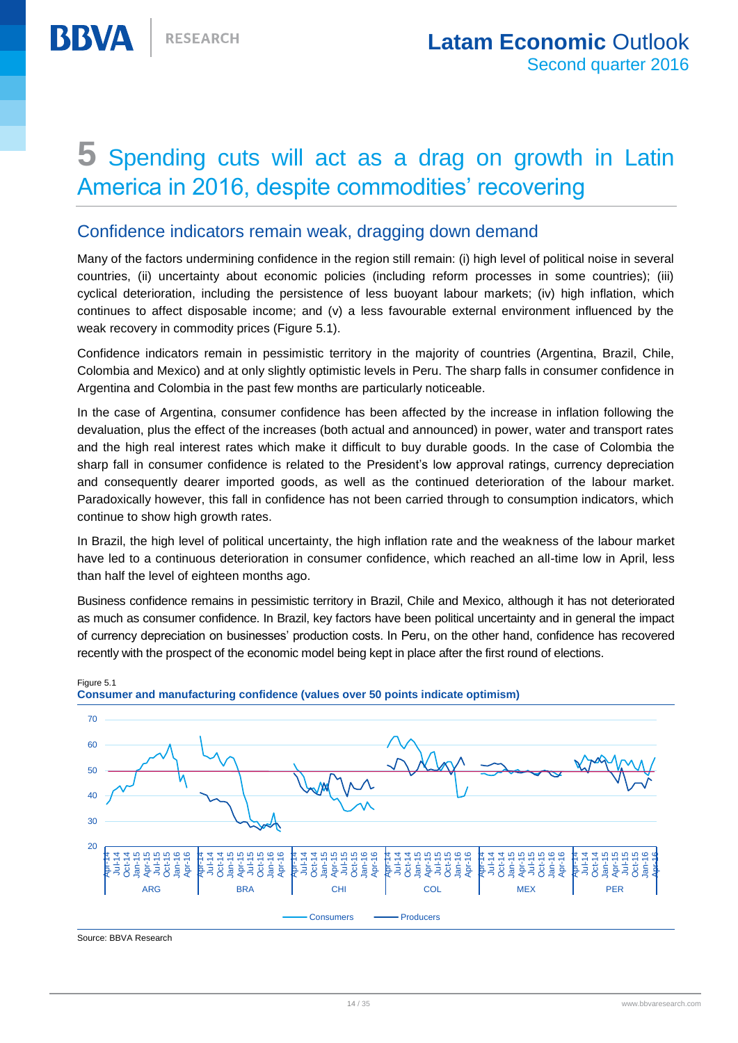# 5 Spending cuts will act as a drag on growth in Latin America in 2016, despite commodities' recovering

## Confidence indicators remain weak, dragging down demand

Many of the factors undermining confidence in the region still remain: (i) high level of political noise in several countries, (ii) uncertainty about economic policies (including reform processes in some countries); (iii) cyclical deterioration, including the persistence of less buoyant labour markets; (iv) high inflation, which continues to affect disposable income; and (v) a less favourable external environment influenced by the weak recovery in commodity prices (Figure 5.1).

Confidence indicators remain in pessimistic territory in the majority of countries (Argentina, Brazil, Chile, Colombia and Mexico) and at only slightly optimistic levels in Peru. The sharp falls in consumer confidence in Argentina and Colombia in the past few months are particularly noticeable.

In the case of Argentina, consumer confidence has been affected by the increase in inflation following the devaluation, plus the effect of the increases (both actual and announced) in power, water and transport rates and the high real interest rates which make it difficult to buy durable goods. In the case of Colombia the sharp fall in consumer confidence is related to the President's low approval ratings, currency depreciation and consequently dearer imported goods, as well as the continued deterioration of the labour market. Paradoxically however, this fall in confidence has not been carried through to consumption indicators, which continue to show high growth rates.

In Brazil, the high level of political uncertainty, the high inflation rate and the weakness of the labour market have led to a continuous deterioration in consumer confidence, which reached an all-time low in April, less than half the level of eighteen months ago.

Business confidence remains in pessimistic territory in Brazil, Chile and Mexico, although it has not deteriorated as much as consumer confidence. In Brazil, key factors have been political uncertainty and in general the impact of currency depreciation on businesses' production costs. In Peru, on the other hand, confidence has recovered recently with the prospect of the economic model being kept in place after the first round of elections.

Figure 5.1
**Consumer and manufacturing confidence (values over 50 points indicate optimism)**

Source: BBVA Research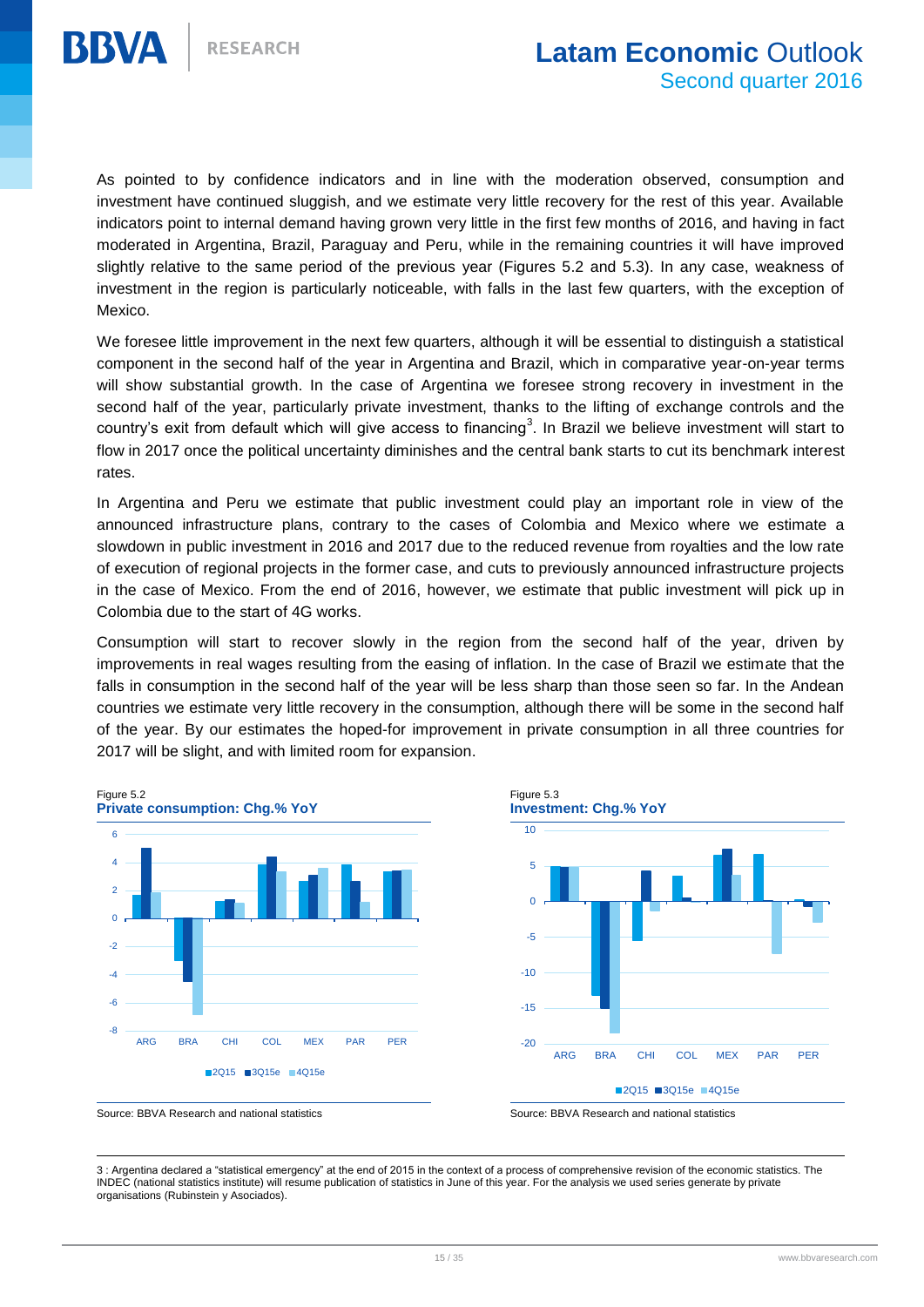As pointed to by confidence indicators and in line with the moderation observed, consumption and investment have continued sluggish, and we estimate very little recovery for the rest of this year. Available indicators point to internal demand having grown very little in the first few months of 2016, and having in fact moderated in Argentina, Brazil, Paraguay and Peru, while in the remaining countries it will have improved slightly relative to the same period of the previous year (Figures 5.2 and 5.3). In any case, weakness of investment in the region is particularly noticeable, with falls in the last few quarters, with the exception of Mexico.

We foresee little improvement in the next few quarters, although it will be essential to distinguish a statistical component in the second half of the year in Argentina and Brazil, which in comparative year-on-year terms will show substantial growth. In the case of Argentina we foresee strong recovery in investment in the second half of the year, particularly private investment, thanks to the lifting of exchange controls and the country's exit from default which will give access to financing[3]. In Brazil we believe investment will start to flow in 2017 once the political uncertainty diminishes and the central bank starts to cut its benchmark interest rates.

In Argentina and Peru we estimate that public investment could play an important role in view of the announced infrastructure plans, contrary to the cases of Colombia and Mexico where we estimate a slowdown in public investment in 2016 and 2017 due to the reduced revenue from royalties and the low rate of execution of regional projects in the former case, and cuts to previously announced infrastructure projects in the case of Mexico. From the end of 2016, however, we estimate that public investment will pick up in Colombia due to the start of 4G works.

Consumption will start to recover slowly in the region from the second half of the year, driven by improvements in real wages resulting from the easing of inflation. In the case of Brazil we estimate that the falls in consumption in the second half of the year will be less sharp than those seen so far. In the Andean countries we estimate very little recovery in the consumption, although there will be some in the second half of the year. By our estimates the hoped-for improvement in private consumption in all three countries for 2017 will be slight, and with limited room for expansion.

Figure 5.2
**Private consumption: Chg.% YoY**

Source: BBVA Research and national statistics

Figure 5.3
**Investment: Chg.% YoY**

Source: BBVA Research and national statistics

3 : Argentina declared a "statistical emergency" at the end of 2015 in the context of a process of comprehensive revision of the economic statistics. The INDEC (national statistics institute) will resume publication of statistics in June of this year. For the analysis we used series generate by private organisations (Rubinstein y Asociados).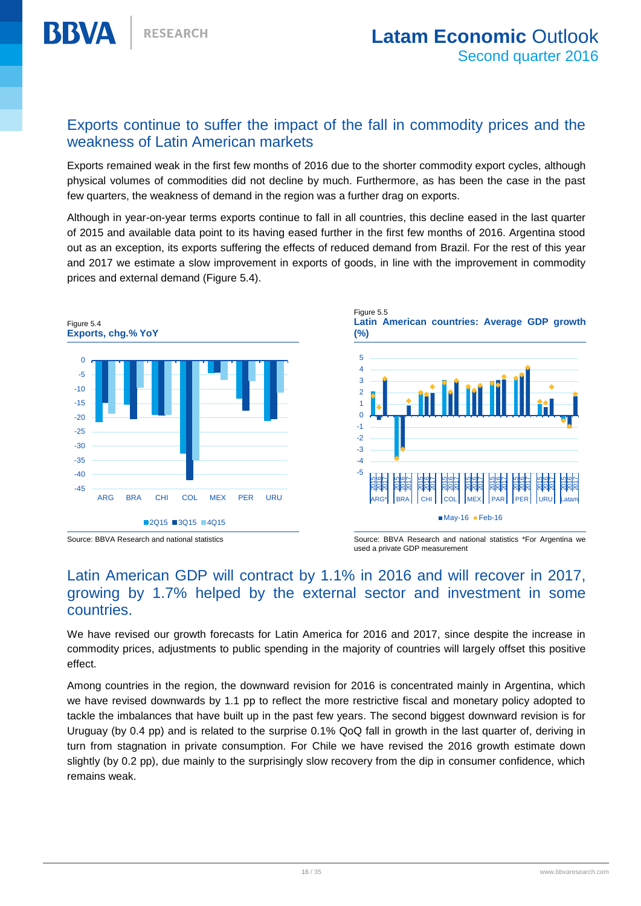## Exports continue to suffer the impact of the fall in commodity prices and the weakness of Latin American markets

Exports remained weak in the first few months of 2016 due to the shorter commodity export cycles, although physical volumes of commodities did not decline by much. Furthermore, as has been the case in the past few quarters, the weakness of demand in the region was a further drag on exports.

Although in year-on-year terms exports continue to fall in all countries, this decline eased in the last quarter of 2015 and available data point to its having eased further in the first few months of 2016. Argentina stood out as an exception, its exports suffering the effects of reduced demand from Brazil. For the rest of this year and 2017 we estimate a slow improvement in exports of goods, in line with the improvement in commodity prices and external demand (Figure 5.4).

Figure 5.4
**Exports, chg.% YoY**

Source: BBVA Research and national statistics

Figure 5.5
**Latin American countries: Average GDP growth (%)**

Source: BBVA Research and national statistics *For Argentina we used a private GDP measurement

## Latin American GDP will contract by 1.1% in 2016 and will recover in 2017, growing by 1.7% helped by the external sector and investment in some countries.

We have revised our growth forecasts for Latin America for 2016 and 2017, since despite the increase in commodity prices, adjustments to public spending in the majority of countries will largely offset this positive effect.

Among countries in the region, the downward revision for 2016 is concentrated mainly in Argentina, which we have revised downwards by 1.1 pp to reflect the more restrictive fiscal and monetary policy adopted to tackle the imbalances that have built up in the past few years. The second biggest downward revision is for Uruguay (by 0.4 pp) and is related to the surprise 0.1% QoQ fall in growth in the last quarter of, deriving in turn from stagnation in private consumption. For Chile we have revised the 2016 growth estimate down slightly (by 0.2 pp), due mainly to the surprisingly slow recovery from the dip in consumer confidence, which remains weak.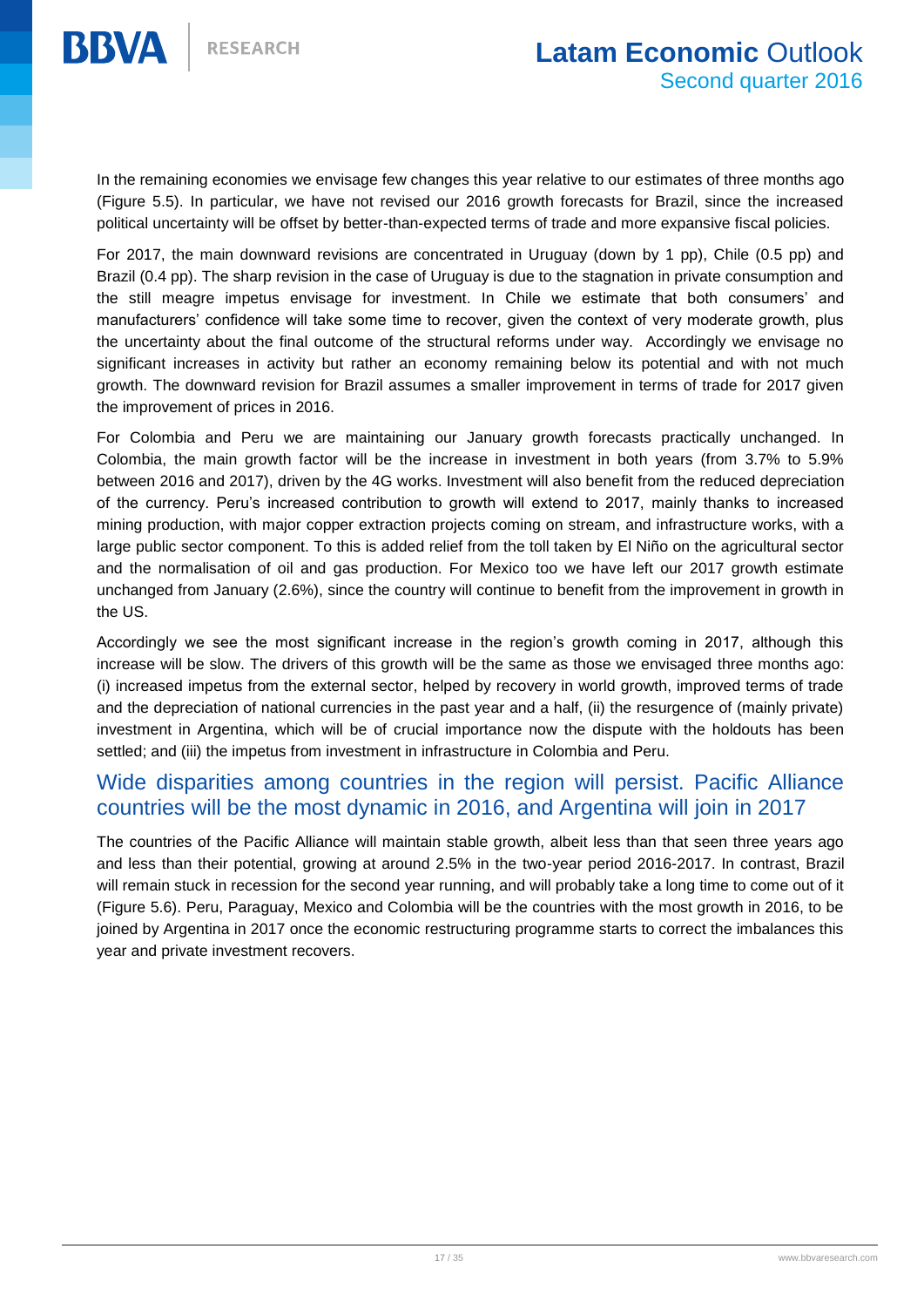In the remaining economies we envisage few changes this year relative to our estimates of three months ago (Figure 5.5). In particular, we have not revised our 2016 growth forecasts for Brazil, since the increased political uncertainty will be offset by better-than-expected terms of trade and more expansive fiscal policies.

For 2017, the main downward revisions are concentrated in Uruguay (down by 1 pp), Chile (0.5 pp) and Brazil (0.4 pp). The sharp revision in the case of Uruguay is due to the stagnation in private consumption and the still meagre impetus envisage for investment. In Chile we estimate that both consumers' and manufacturers' confidence will take some time to recover, given the context of very moderate growth, plus the uncertainty about the final outcome of the structural reforms under way. Accordingly we envisage no significant increases in activity but rather an economy remaining below its potential and with not much growth. The downward revision for Brazil assumes a smaller improvement in terms of trade for 2017 given the improvement of prices in 2016.

For Colombia and Peru we are maintaining our January growth forecasts practically unchanged. In Colombia, the main growth factor will be the increase in investment in both years (from 3.7% to 5.9% between 2016 and 2017), driven by the 4G works. Investment will also benefit from the reduced depreciation of the currency. Peru's increased contribution to growth will extend to 2017, mainly thanks to increased mining production, with major copper extraction projects coming on stream, and infrastructure works, with a large public sector component. To this is added relief from the toll taken by El Niño on the agricultural sector and the normalisation of oil and gas production. For Mexico too we have left our 2017 growth estimate unchanged from January (2.6%), since the country will continue to benefit from the improvement in growth in the US.

Accordingly we see the most significant increase in the region's growth coming in 2017, although this increase will be slow. The drivers of this growth will be the same as those we envisaged three months ago: (i) increased impetus from the external sector, helped by recovery in world growth, improved terms of trade and the depreciation of national currencies in the past year and a half, (ii) the resurgence of (mainly private) investment in Argentina, which will be of crucial importance now the dispute with the holdouts has been settled; and (iii) the impetus from investment in infrastructure in Colombia and Peru.

## Wide disparities among countries in the region will persist. Pacific Alliance countries will be the most dynamic in 2016, and Argentina will join in 2017

The countries of the Pacific Alliance will maintain stable growth, albeit less than that seen three years ago and less than their potential, growing at around 2.5% in the two-year period 2016-2017. In contrast, Brazil will remain stuck in recession for the second year running, and will probably take a long time to come out of it (Figure 5.6). Peru, Paraguay, Mexico and Colombia will be the countries with the most growth in 2016, to be joined by Argentina in 2017 once the economic restructuring programme starts to correct the imbalances this year and private investment recovers.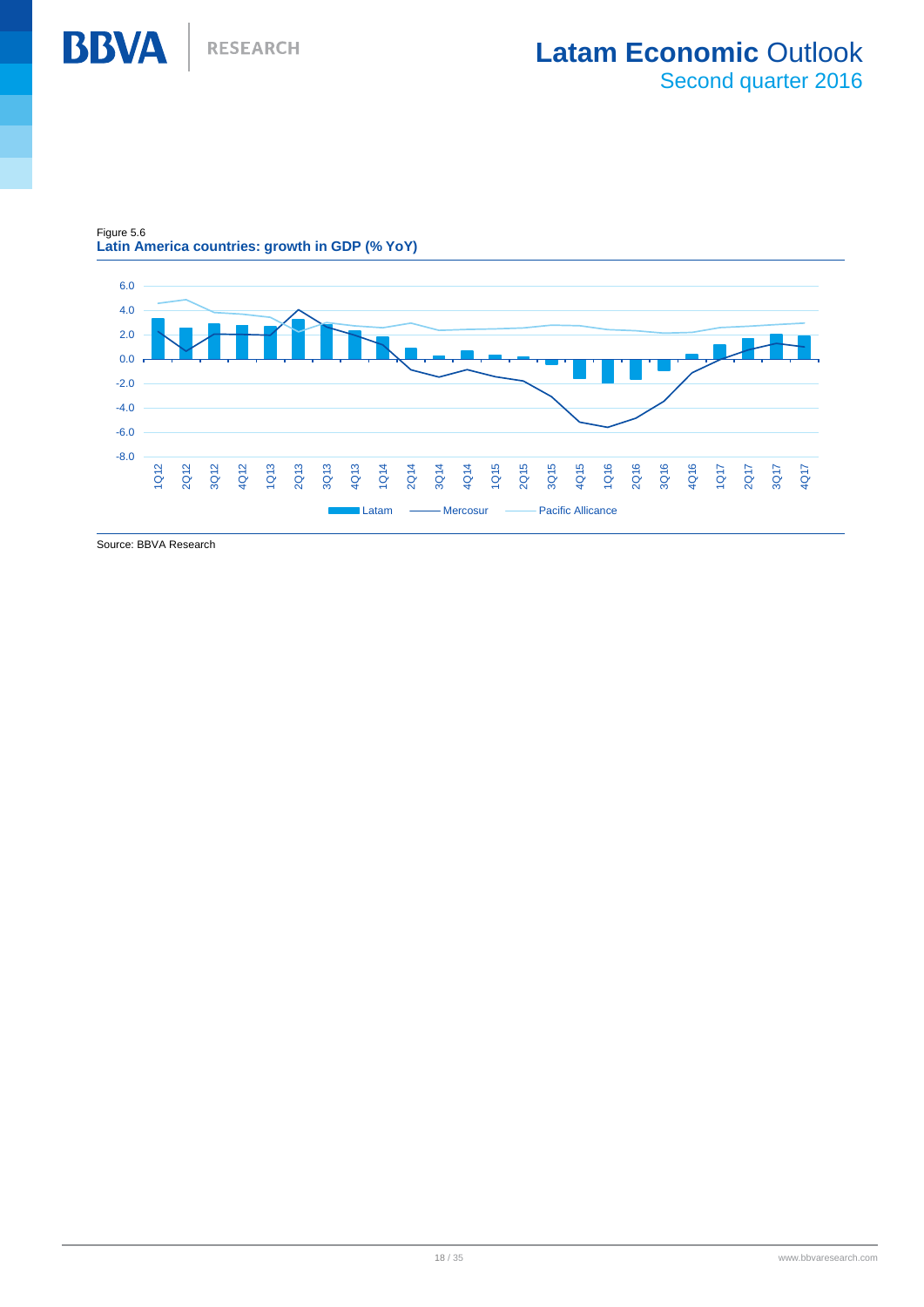Figure 5.6

**Latin America countries: growth in GDP (% YoY)**

Source: BBVA Research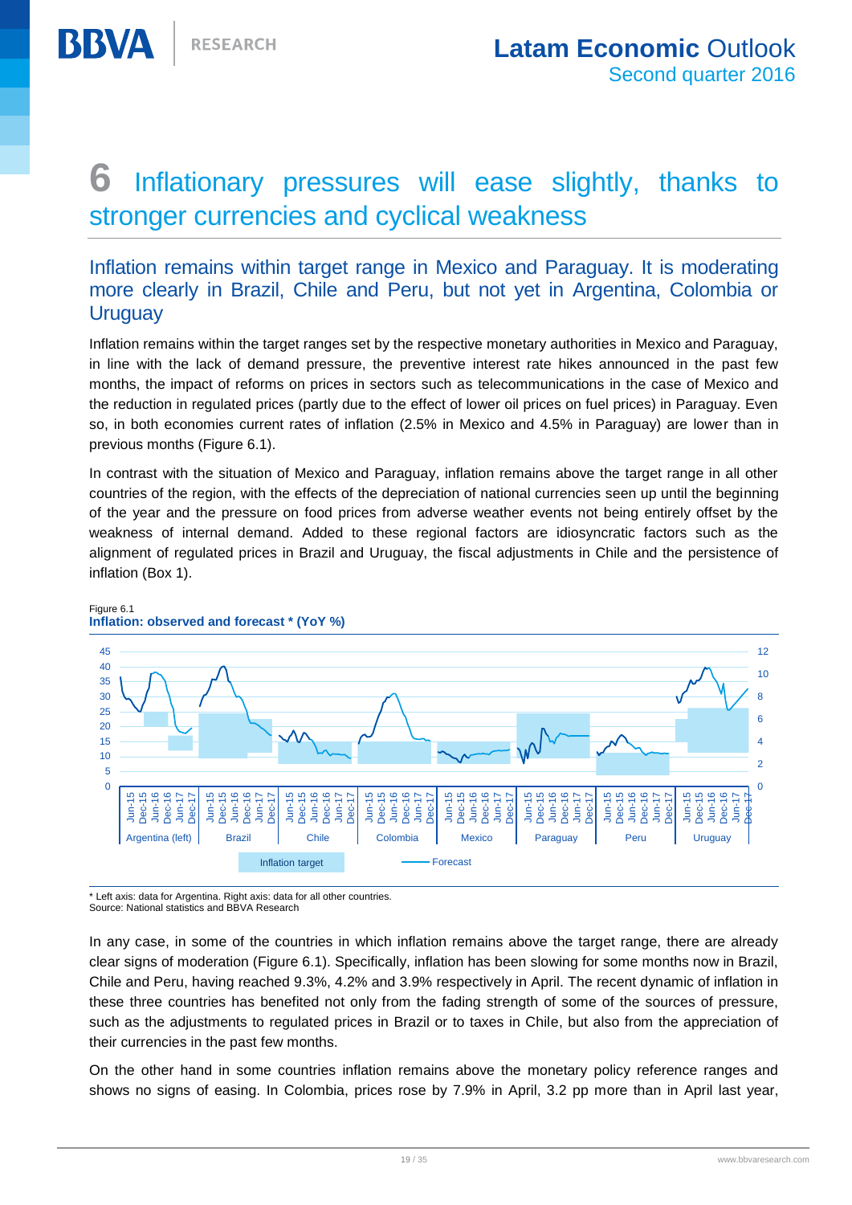# 6 Inflationary pressures will ease slightly, thanks to stronger currencies and cyclical weakness

## Inflation remains within target range in Mexico and Paraguay. It is moderating more clearly in Brazil, Chile and Peru, but not yet in Argentina, Colombia or Uruguay

Inflation remains within the target ranges set by the respective monetary authorities in Mexico and Paraguay, in line with the lack of demand pressure, the preventive interest rate hikes announced in the past few months, the impact of reforms on prices in sectors such as telecommunications in the case of Mexico and the reduction in regulated prices (partly due to the effect of lower oil prices on fuel prices) in Paraguay. Even so, in both economies current rates of inflation (2.5% in Mexico and 4.5% in Paraguay) are lower than in previous months (Figure 6.1).

In contrast with the situation of Mexico and Paraguay, inflation remains above the target range in all other countries of the region, with the effects of the depreciation of national currencies seen up until the beginning of the year and the pressure on food prices from adverse weather events not being entirely offset by the weakness of internal demand. Added to these regional factors are idiosyncratic factors such as the alignment of regulated prices in Brazil and Uruguay, the fiscal adjustments in Chile and the persistence of inflation (Box 1).

Figure 6.1
**Inflation: observed and forecast * (YoY %)**

\* Left axis: data for Argentina. Right axis: data for all other countries.
Source: National statistics and BBVA Research

In any case, in some of the countries in which inflation remains above the target range, there are already clear signs of moderation (Figure 6.1). Specifically, inflation has been slowing for some months now in Brazil, Chile and Peru, having reached 9.3%, 4.2% and 3.9% respectively in April. The recent dynamic of inflation in these three countries has benefited not only from the fading strength of some of the sources of pressure, such as the adjustments to regulated prices in Brazil or to taxes in Chile, but also from the appreciation of their currencies in the past few months.

On the other hand in some countries inflation remains above the monetary policy reference ranges and shows no signs of easing. In Colombia, prices rose by 7.9% in April, 3.2 pp more than in April last year,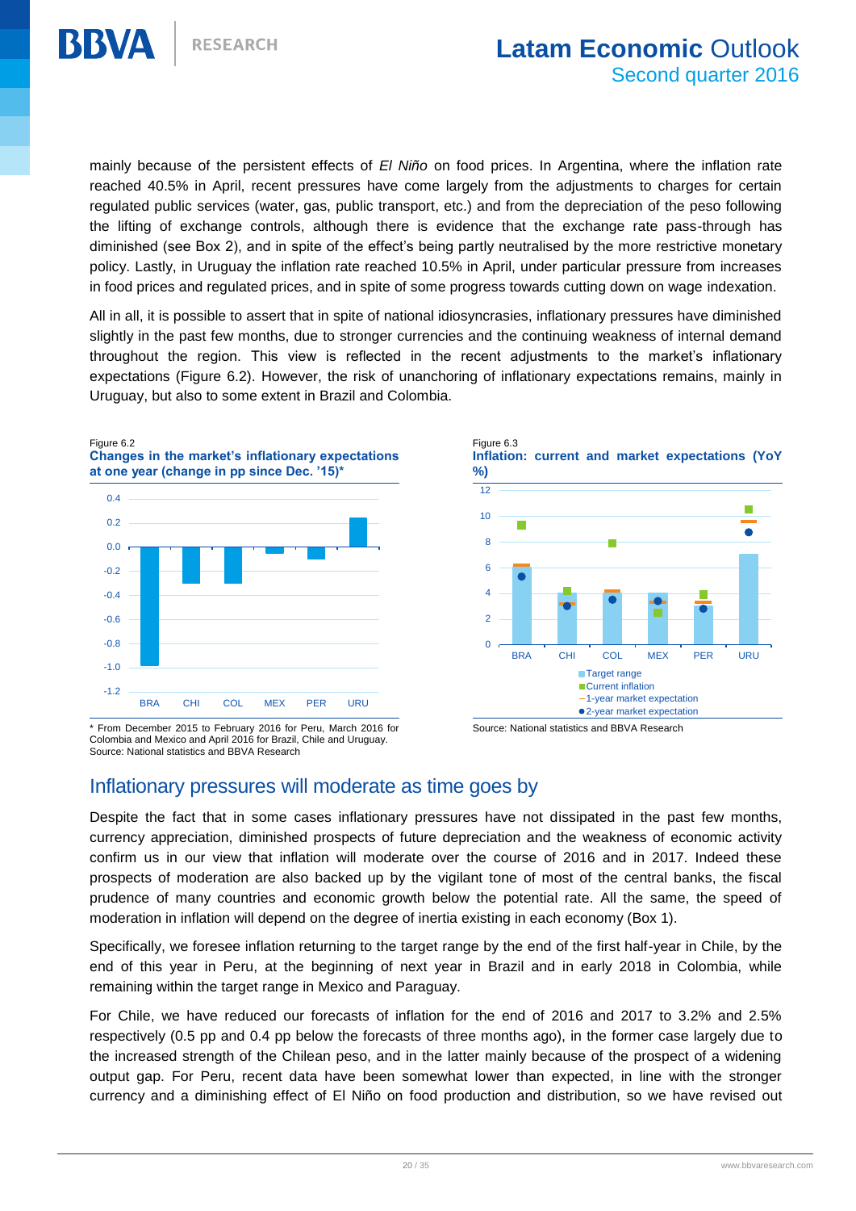mainly because of the persistent effects of *El Niño* on food prices. In Argentina, where the inflation rate reached 40.5% in April, recent pressures have come largely from the adjustments to charges for certain regulated public services (water, gas, public transport, etc.) and from the depreciation of the peso following the lifting of exchange controls, although there is evidence that the exchange rate pass-through has diminished (see Box 2), and in spite of the effect's being partly neutralised by the more restrictive monetary policy. Lastly, in Uruguay the inflation rate reached 10.5% in April, under particular pressure from increases in food prices and regulated prices, and in spite of some progress towards cutting down on wage indexation.

All in all, it is possible to assert that in spite of national idiosyncrasies, inflationary pressures have diminished slightly in the past few months, due to stronger currencies and the continuing weakness of internal demand throughout the region. This view is reflected in the recent adjustments to the market's inflationary expectations (Figure 6.2). However, the risk of unanchoring of inflationary expectations remains, mainly in Uruguay, but also to some extent in Brazil and Colombia.

Figure 6.2
**Changes in the market's inflationary expectations at one year (change in pp since Dec. '15)***

\* From December 2015 to February 2016 for Peru, March 2016 for Colombia and Mexico and April 2016 for Brazil, Chile and Uruguay.
Source: National statistics and BBVA Research

Figure 6.3
**Inflation: current and market expectations (YoY %)**

Source: National statistics and BBVA Research

## Inflationary pressures will moderate as time goes by

Despite the fact that in some cases inflationary pressures have not dissipated in the past few months, currency appreciation, diminished prospects of future depreciation and the weakness of economic activity confirm us in our view that inflation will moderate over the course of 2016 and in 2017. Indeed these prospects of moderation are also backed up by the vigilant tone of most of the central banks, the fiscal prudence of many countries and economic growth below the potential rate. All the same, the speed of moderation in inflation will depend on the degree of inertia existing in each economy (Box 1).

Specifically, we foresee inflation returning to the target range by the end of the first half-year in Chile, by the end of this year in Peru, at the beginning of next year in Brazil and in early 2018 in Colombia, while remaining within the target range in Mexico and Paraguay.

For Chile, we have reduced our forecasts of inflation for the end of 2016 and 2017 to 3.2% and 2.5% respectively (0.5 pp and 0.4 pp below the forecasts of three months ago), in the former case largely due to the increased strength of the Chilean peso, and in the latter mainly because of the prospect of a widening output gap. For Peru, recent data have been somewhat lower than expected, in line with the stronger currency and a diminishing effect of El Niño on food production and distribution, so we have revised out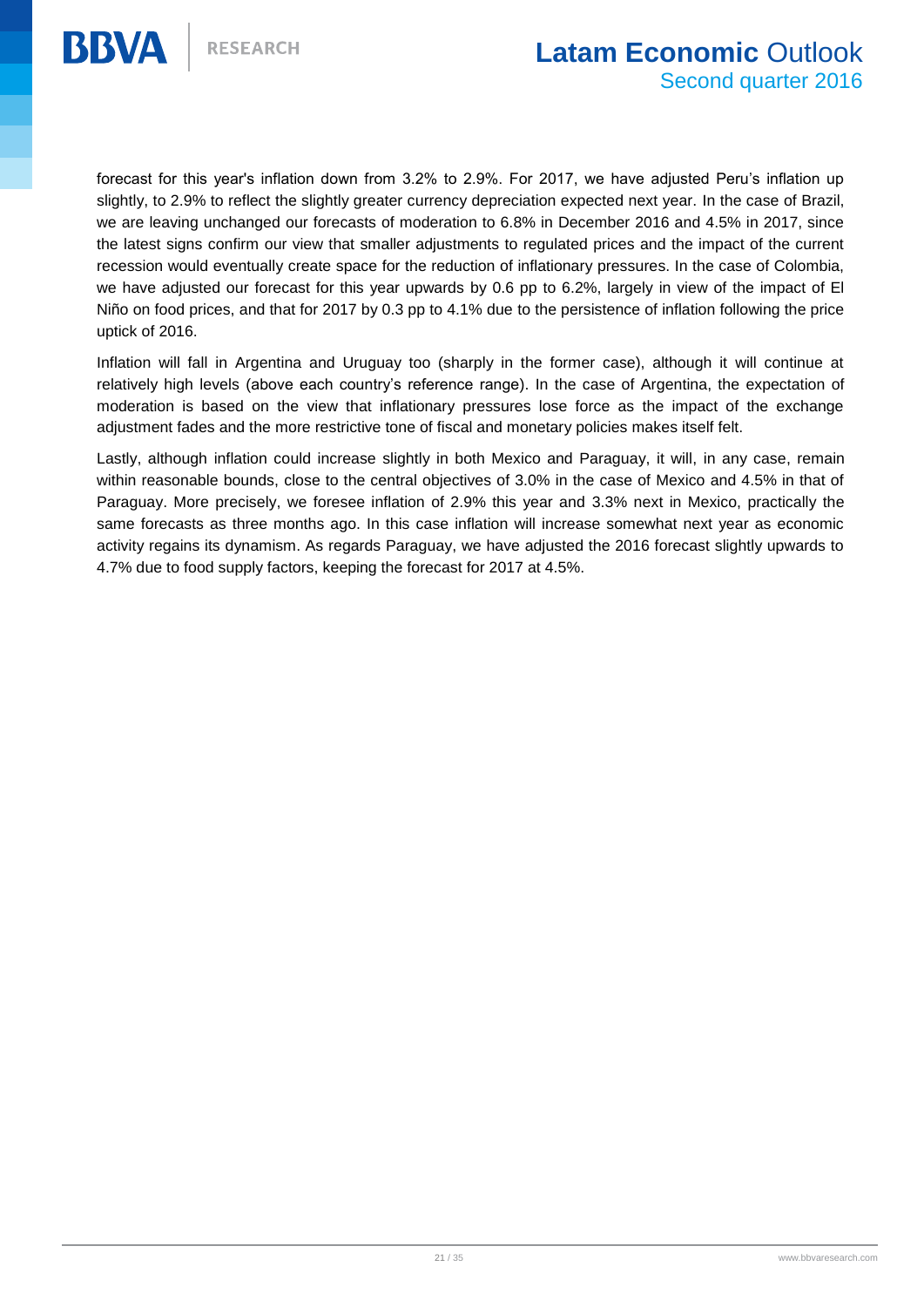forecast for this year's inflation down from 3.2% to 2.9%. For 2017, we have adjusted Peru's inflation up slightly, to 2.9% to reflect the slightly greater currency depreciation expected next year. In the case of Brazil, we are leaving unchanged our forecasts of moderation to 6.8% in December 2016 and 4.5% in 2017, since the latest signs confirm our view that smaller adjustments to regulated prices and the impact of the current recession would eventually create space for the reduction of inflationary pressures. In the case of Colombia, we have adjusted our forecast for this year upwards by 0.6 pp to 6.2%, largely in view of the impact of El Niño on food prices, and that for 2017 by 0.3 pp to 4.1% due to the persistence of inflation following the price uptick of 2016.

Inflation will fall in Argentina and Uruguay too (sharply in the former case), although it will continue at relatively high levels (above each country's reference range). In the case of Argentina, the expectation of moderation is based on the view that inflationary pressures lose force as the impact of the exchange adjustment fades and the more restrictive tone of fiscal and monetary policies makes itself felt.

Lastly, although inflation could increase slightly in both Mexico and Paraguay, it will, in any case, remain within reasonable bounds, close to the central objectives of 3.0% in the case of Mexico and 4.5% in that of Paraguay. More precisely, we foresee inflation of 2.9% this year and 3.3% next in Mexico, practically the same forecasts as three months ago. In this case inflation will increase somewhat next year as economic activity regains its dynamism. As regards Paraguay, we have adjusted the 2016 forecast slightly upwards to 4.7% due to food supply factors, keeping the forecast for 2017 at 4.5%.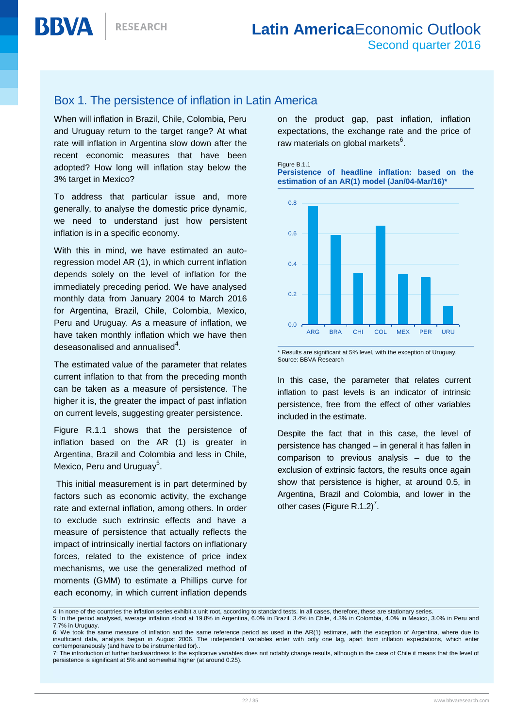## Box 1. The persistence of inflation in Latin America

When will inflation in Brazil, Chile, Colombia, Peru and Uruguay return to the target range? At what rate will inflation in Argentina slow down after the recent economic measures that have been adopted? How long will inflation stay below the 3% target in Mexico?

To address that particular issue and, more generally, to analyse the domestic price dynamic, we need to understand just how persistent inflation is in a specific economy.

With this in mind, we have estimated an auto-regression model AR (1), in which current inflation depends solely on the level of inflation for the immediately preceding period. We have analysed monthly data from January 2004 to March 2016 for Argentina, Brazil, Chile, Colombia, Mexico, Peru and Uruguay. As a measure of inflation, we have taken monthly inflation which we have then deseasonalised and annualised[4].

The estimated value of the parameter that relates current inflation to that from the preceding month can be taken as a measure of persistence. The higher it is, the greater the impact of past inflation on current levels, suggesting greater persistence.

Figure R.1.1 shows that the persistence of inflation based on the AR (1) is greater in Argentina, Brazil and Colombia and less in Chile, Mexico, Peru and Uruguay[5].

This initial measurement is in part determined by factors such as economic activity, the exchange rate and external inflation, among others. In order to exclude such extrinsic effects and have a measure of persistence that actually reflects the impact of intrinsically inertial factors on inflationary forces, related to the existence of price index mechanisms, we use the generalized method of moments (GMM) to estimate a Phillips curve for each economy, in which current inflation depends on the product gap, past inflation, inflation expectations, the exchange rate and the price of raw materials on global markets[6].

Figure B.1.1
**Persistence of headline inflation: based on the estimation of an AR(1) model (Jan/04-Mar/16)***

| Country | Persistence |
|---|---|
| ARG | ~0.78 |
| BRA | ~0.59 |
| CHI | ~0.34 |
| COL | ~0.65 |
| MEX | ~0.33 |
| PER | ~0.31 |
| URU | ~0.12 |

\* Results are significant at 5% level, with the exception of Uruguay.
Source: BBVA Research

In this case, the parameter that relates current inflation to past levels is an indicator of intrinsic persistence, free from the effect of other variables included in the estimate.

Despite the fact that in this case, the level of persistence has changed – in general it has fallen in comparison to previous analysis – due to the exclusion of extrinsic factors, the results once again show that persistence is higher, at around 0.5, in Argentina, Brazil and Colombia, and lower in the other cases (Figure R.1.2)[7].

---

4 In none of the countries the inflation series exhibit a unit root, according to standard tests. In all cases, therefore, these are stationary series.

5: In the period analysed, average inflation stood at 19.8% in Argentina, 6.0% in Brazil, 3.4% in Chile, 4.3% in Colombia, 4.0% in Mexico, 3.0% in Peru and 7.7% in Uruguay.

6: We took the same measure of inflation and the same reference period as used in the AR(1) estimate, with the exception of Argentina, where due to insufficient data, analysis began in August 2006. The independent variables enter with only one lag, apart from inflation expectations, which enter contemporaneously (and have to be instrumented for)..

7: The introduction of further backwardness to the explicative variables does not notably change results, although in the case of Chile it means that the level of persistence is significant at 5% and somewhat higher (at around 0.25).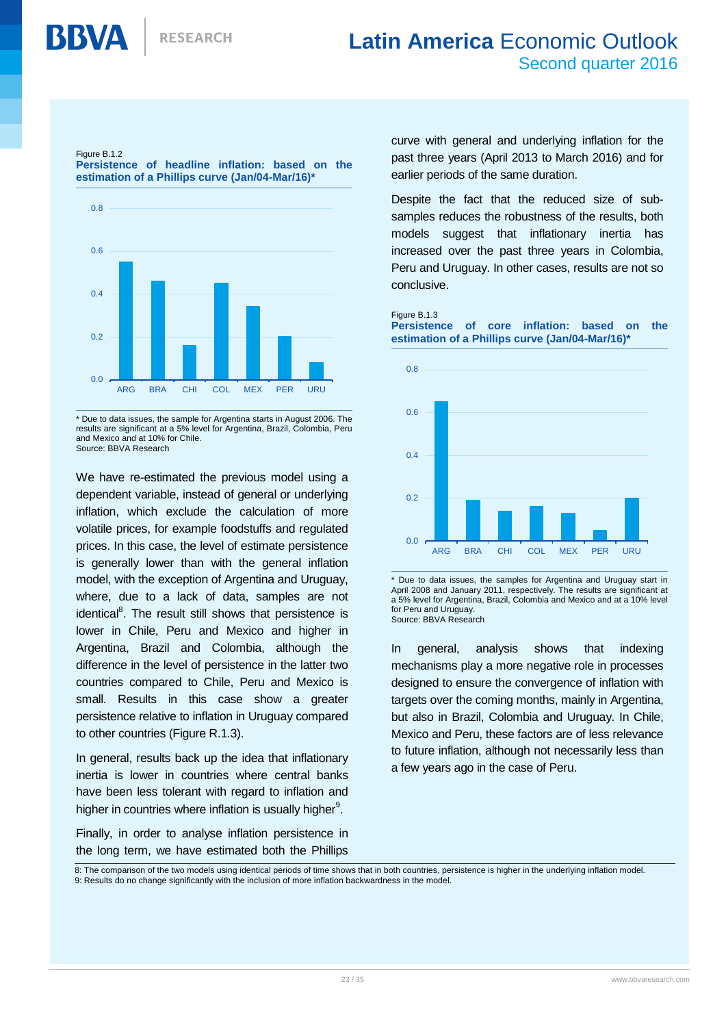Figure B.1.2
**Persistence of headline inflation: based on the estimation of a Phillips curve (Jan/04-Mar/16)***

\* Due to data issues, the sample for Argentina starts in August 2006. The results are significant at a 5% level for Argentina, Brazil, Colombia, Peru and Mexico and at 10% for Chile.
Source: BBVA Research

We have re-estimated the previous model using a dependent variable, instead of general or underlying inflation, which exclude the calculation of more volatile prices, for example foodstuffs and regulated prices. In this case, the level of estimate persistence is generally lower than with the general inflation model, with the exception of Argentina and Uruguay, where, due to a lack of data, samples are not identical[8]. The result still shows that persistence is lower in Chile, Peru and Mexico and higher in Argentina, Brazil and Colombia, although the difference in the level of persistence in the latter two countries compared to Chile, Peru and Mexico is small. Results in this case show a greater persistence relative to inflation in Uruguay compared to other countries (Figure R.1.3).

In general, results back up the idea that inflationary inertia is lower in countries where central banks have been less tolerant with regard to inflation and higher in countries where inflation is usually higher[9].

Finally, in order to analyse inflation persistence in the long term, we have estimated both the Phillips curve with general and underlying inflation for the past three years (April 2013 to March 2016) and for earlier periods of the same duration.

Despite the fact that the reduced size of sub-samples reduces the robustness of the results, both models suggest that inflationary inertia has increased over the past three years in Colombia, Peru and Uruguay. In other cases, results are not so conclusive.

Figure B.1.3
**Persistence of core inflation: based on the estimation of a Phillips curve (Jan/04-Mar/16)***

\* Due to data issues, the samples for Argentina and Uruguay start in April 2008 and January 2011, respectively. The results are significant at a 5% level for Argentina, Brazil, Colombia and Mexico and at a 10% level for Peru and Uruguay.
Source: BBVA Research

In general, analysis shows that indexing mechanisms play a more negative role in processes designed to ensure the convergence of inflation with targets over the coming months, mainly in Argentina, but also in Brazil, Colombia and Uruguay. In Chile, Mexico and Peru, these factors are of less relevance to future inflation, although not necessarily less than a few years ago in the case of Peru.

8: The comparison of the two models using identical periods of time shows that in both countries, persistence is higher in the underlying inflation model.
9: Results do no change significantly with the inclusion of more inflation backwardness in the model.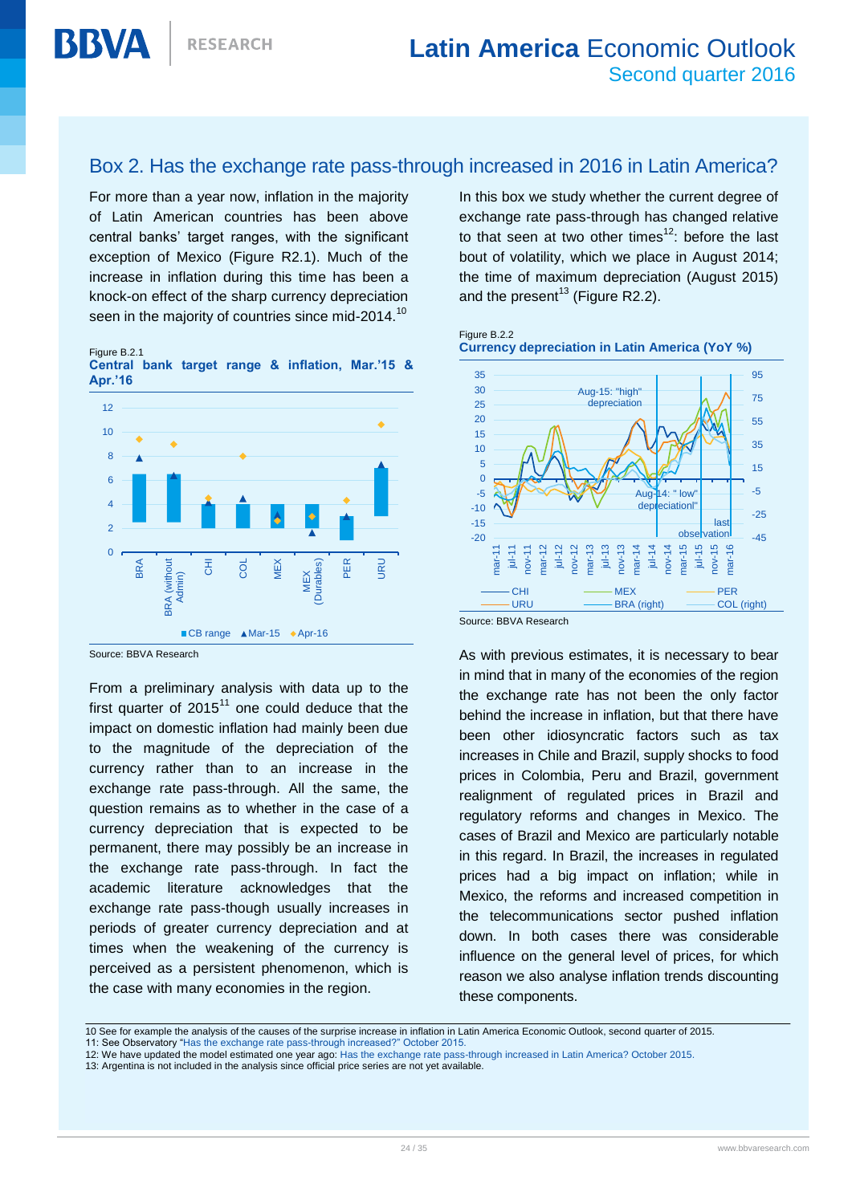## Box 2. Has the exchange rate pass-through increased in 2016 in Latin America?

For more than a year now, inflation in the majority of Latin American countries has been above central banks' target ranges, with the significant exception of Mexico (Figure R2.1). Much of the increase in inflation during this time has been a knock-on effect of the sharp currency depreciation seen in the majority of countries since mid-2014.[10]

Figure B.2.1
**Central bank target range & inflation, Mar.'15 & Apr.'16**

Source: BBVA Research

From a preliminary analysis with data up to the first quarter of 2015[11] one could deduce that the impact on domestic inflation had mainly been due to the magnitude of the depreciation of the currency rather than to an increase in the exchange rate pass-through. All the same, the question remains as to whether in the case of a currency depreciation that is expected to be permanent, there may possibly be an increase in the exchange rate pass-through. In fact the academic literature acknowledges that the exchange rate pass-though usually increases in periods of greater currency depreciation and at times when the weakening of the currency is perceived as a persistent phenomenon, which is the case with many economies in the region.

In this box we study whether the current degree of exchange rate pass-through has changed relative to that seen at two other times[12]: before the last bout of volatility, which we place in August 2014; the time of maximum depreciation (August 2015) and the present[13] (Figure R2.2).

Figure B.2.2
**Currency depreciation in Latin America (YoY %)**

Source: BBVA Research

As with previous estimates, it is necessary to bear in mind that in many of the economies of the region the exchange rate has not been the only factor behind the increase in inflation, but that there have been other idiosyncratic factors such as tax increases in Chile and Brazil, supply shocks to food prices in Colombia, Peru and Brazil, government realignment of regulated prices in Brazil and regulatory reforms and changes in Mexico. The cases of Brazil and Mexico are particularly notable in this regard. In Brazil, the increases in regulated prices had a big impact on inflation; while in Mexico, the reforms and increased competition in the telecommunications sector pushed inflation down. In both cases there was considerable influence on the general level of prices, for which reason we also analyse inflation trends discounting these components.

10 See for example the analysis of the causes of the surprise increase in inflation in Latin America Economic Outlook, second quarter of 2015.
11: See Observatory "Has the exchange rate pass-through increased?" October 2015.
12: We have updated the model estimated one year ago: Has the exchange rate pass-through increased in Latin America? October 2015.
13: Argentina is not included in the analysis since official price series are not yet available.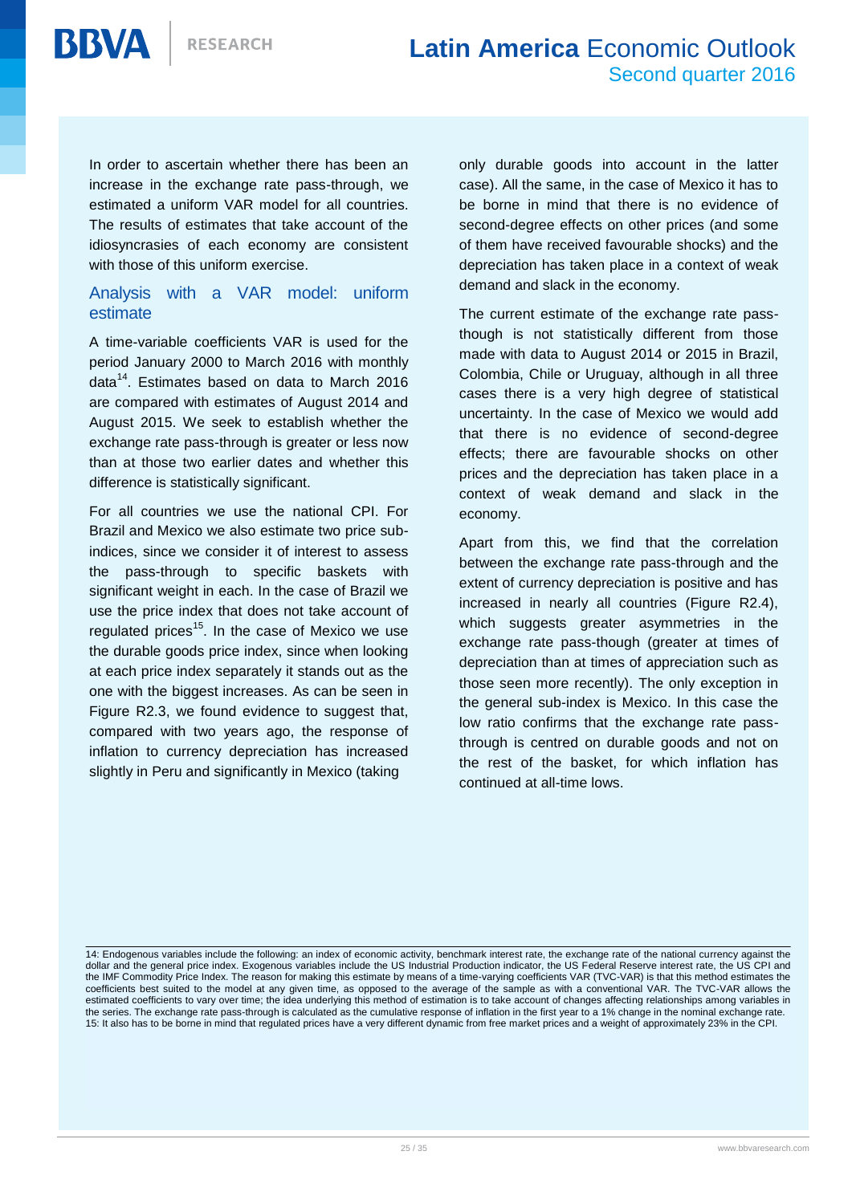In order to ascertain whether there has been an increase in the exchange rate pass-through, we estimated a uniform VAR model for all countries. The results of estimates that take account of the idiosyncrasies of each economy are consistent with those of this uniform exercise.

## Analysis with a VAR model: uniform estimate

A time-variable coefficients VAR is used for the period January 2000 to March 2016 with monthly data[14]. Estimates based on data to March 2016 are compared with estimates of August 2014 and August 2015. We seek to establish whether the exchange rate pass-through is greater or less now than at those two earlier dates and whether this difference is statistically significant.

For all countries we use the national CPI. For Brazil and Mexico we also estimate two price sub-indices, since we consider it of interest to assess the pass-through to specific baskets with significant weight in each. In the case of Brazil we use the price index that does not take account of regulated prices[15]. In the case of Mexico we use the durable goods price index, since when looking at each price index separately it stands out as the one with the biggest increases. As can be seen in Figure R2.3, we found evidence to suggest that, compared with two years ago, the response of inflation to currency depreciation has increased slightly in Peru and significantly in Mexico (taking only durable goods into account in the latter case). All the same, in the case of Mexico it has to be borne in mind that there is no evidence of second-degree effects on other prices (and some of them have received favourable shocks) and the depreciation has taken place in a context of weak demand and slack in the economy.

The current estimate of the exchange rate pass-though is not statistically different from those made with data to August 2014 or 2015 in Brazil, Colombia, Chile or Uruguay, although in all three cases there is a very high degree of statistical uncertainty. In the case of Mexico we would add that there is no evidence of second-degree effects; there are favourable shocks on other prices and the depreciation has taken place in a context of weak demand and slack in the economy.

Apart from this, we find that the correlation between the exchange rate pass-through and the extent of currency depreciation is positive and has increased in nearly all countries (Figure R2.4), which suggests greater asymmetries in the exchange rate pass-though (greater at times of depreciation than at times of appreciation such as those seen more recently). The only exception in the general sub-index is Mexico. In this case the low ratio confirms that the exchange rate pass-through is centred on durable goods and not on the rest of the basket, for which inflation has continued at all-time lows.

---

14: Endogenous variables include the following: an index of economic activity, benchmark interest rate, the exchange rate of the national currency against the dollar and the general price index. Exogenous variables include the US Industrial Production indicator, the US Federal Reserve interest rate, the US CPI and the IMF Commodity Price Index. The reason for making this estimate by means of a time-varying coefficients VAR (TVC-VAR) is that this method estimates the coefficients best suited to the model at any given time, as opposed to the average of the sample as with a conventional VAR. The TVC-VAR allows the estimated coefficients to vary over time; the idea underlying this method of estimation is to take account of changes affecting relationships among variables in the series. The exchange rate pass-through is calculated as the cumulative response of inflation in the first year to a 1% change in the nominal exchange rate.

15: It also has to be borne in mind that regulated prices have a very different dynamic from free market prices and a weight of approximately 23% in the CPI.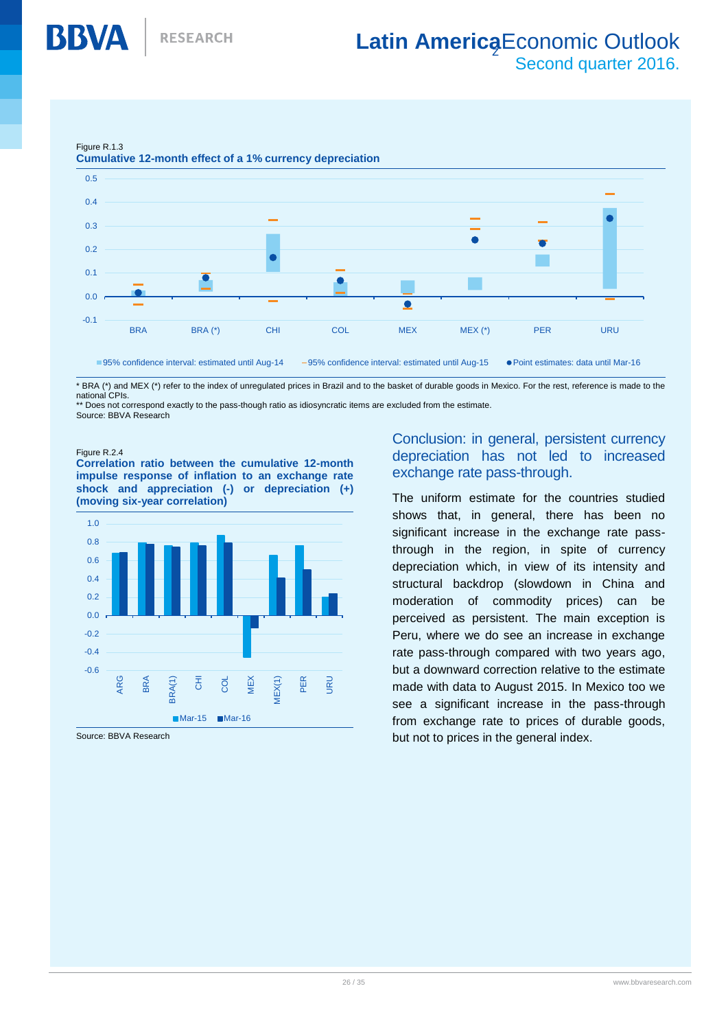Figure R.1.3

**Cumulative 12-month effect of a 1% currency depreciation**

* BRA (*) and MEX (*) refer to the index of unregulated prices in Brazil and to the basket of durable goods in Mexico. For the rest, reference is made to the national CPIs.

** Does not correspond exactly to the pass-though ratio as idiosyncratic items are excluded from the estimate.

Source: BBVA Research

Figure R.2.4

**Correlation ratio between the cumulative 12-month impulse response of inflation to an exchange rate shock and appreciation (-) or depreciation (+) (moving six-year correlation)**

Source: BBVA Research

## Conclusion: in general, persistent currency depreciation has not led to increased exchange rate pass-through.

The uniform estimate for the countries studied shows that, in general, there has been no significant increase in the exchange rate pass-through in the region, in spite of currency depreciation which, in view of its intensity and structural backdrop (slowdown in China and moderation of commodity prices) can be perceived as persistent. The main exception is Peru, where we do see an increase in exchange rate pass-through compared with two years ago, but a downward correction relative to the estimate made with data to August 2015. In Mexico too we see a significant increase in the pass-through from exchange rate to prices of durable goods, but not to prices in the general index.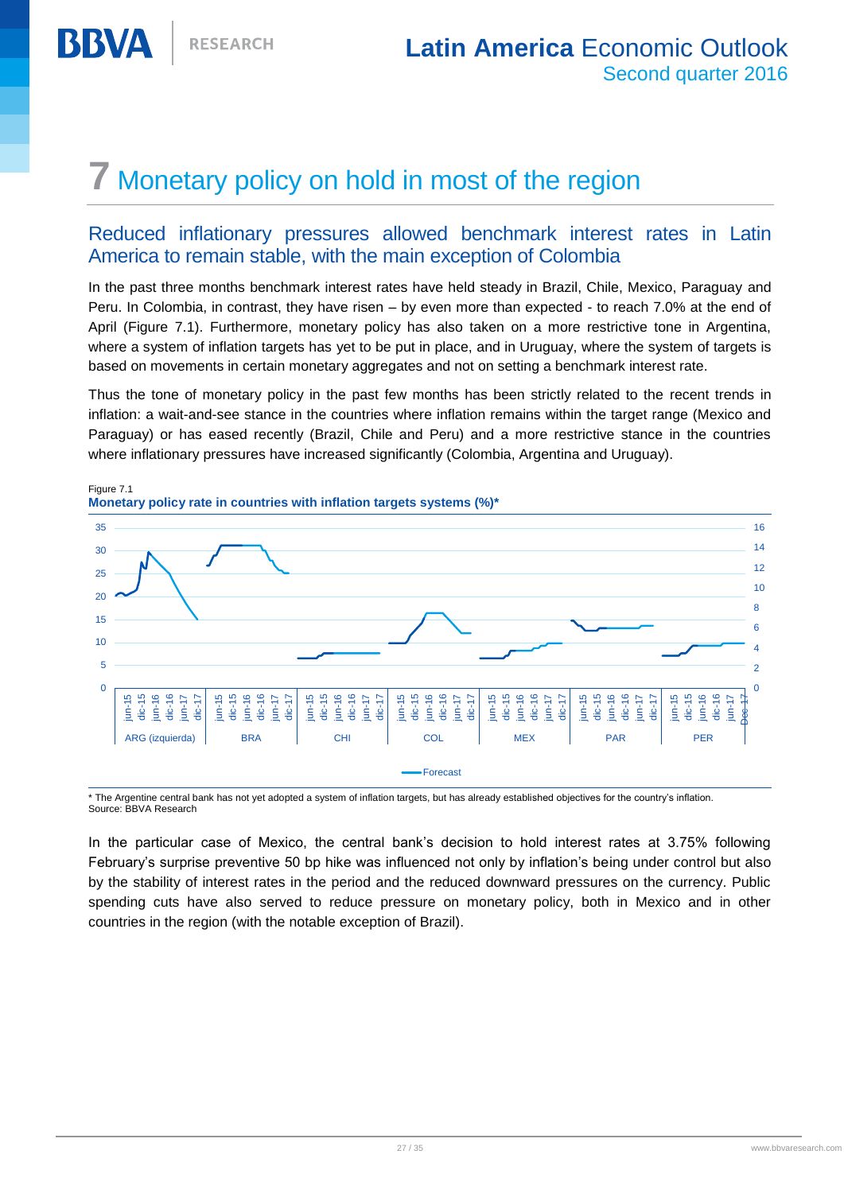# 7 Monetary policy on hold in most of the region

## Reduced inflationary pressures allowed benchmark interest rates in Latin America to remain stable, with the main exception of Colombia

In the past three months benchmark interest rates have held steady in Brazil, Chile, Mexico, Paraguay and Peru. In Colombia, in contrast, they have risen – by even more than expected - to reach 7.0% at the end of April (Figure 7.1). Furthermore, monetary policy has also taken on a more restrictive tone in Argentina, where a system of inflation targets has yet to be put in place, and in Uruguay, where the system of targets is based on movements in certain monetary aggregates and not on setting a benchmark interest rate.

Thus the tone of monetary policy in the past few months has been strictly related to the recent trends in inflation: a wait-and-see stance in the countries where inflation remains within the target range (Mexico and Paraguay) or has eased recently (Brazil, Chile and Peru) and a more restrictive stance in the countries where inflationary pressures have increased significantly (Colombia, Argentina and Uruguay).

Figure 7.1
**Monetary policy rate in countries with inflation targets systems (%)***

\* The Argentine central bank has not yet adopted a system of inflation targets, but has already established objectives for the country's inflation.
Source: BBVA Research

In the particular case of Mexico, the central bank's decision to hold interest rates at 3.75% following February's surprise preventive 50 bp hike was influenced not only by inflation's being under control but also by the stability of interest rates in the period and the reduced downward pressures on the currency. Public spending cuts have also served to reduce pressure on monetary policy, both in Mexico and in other countries in the region (with the notable exception of Brazil).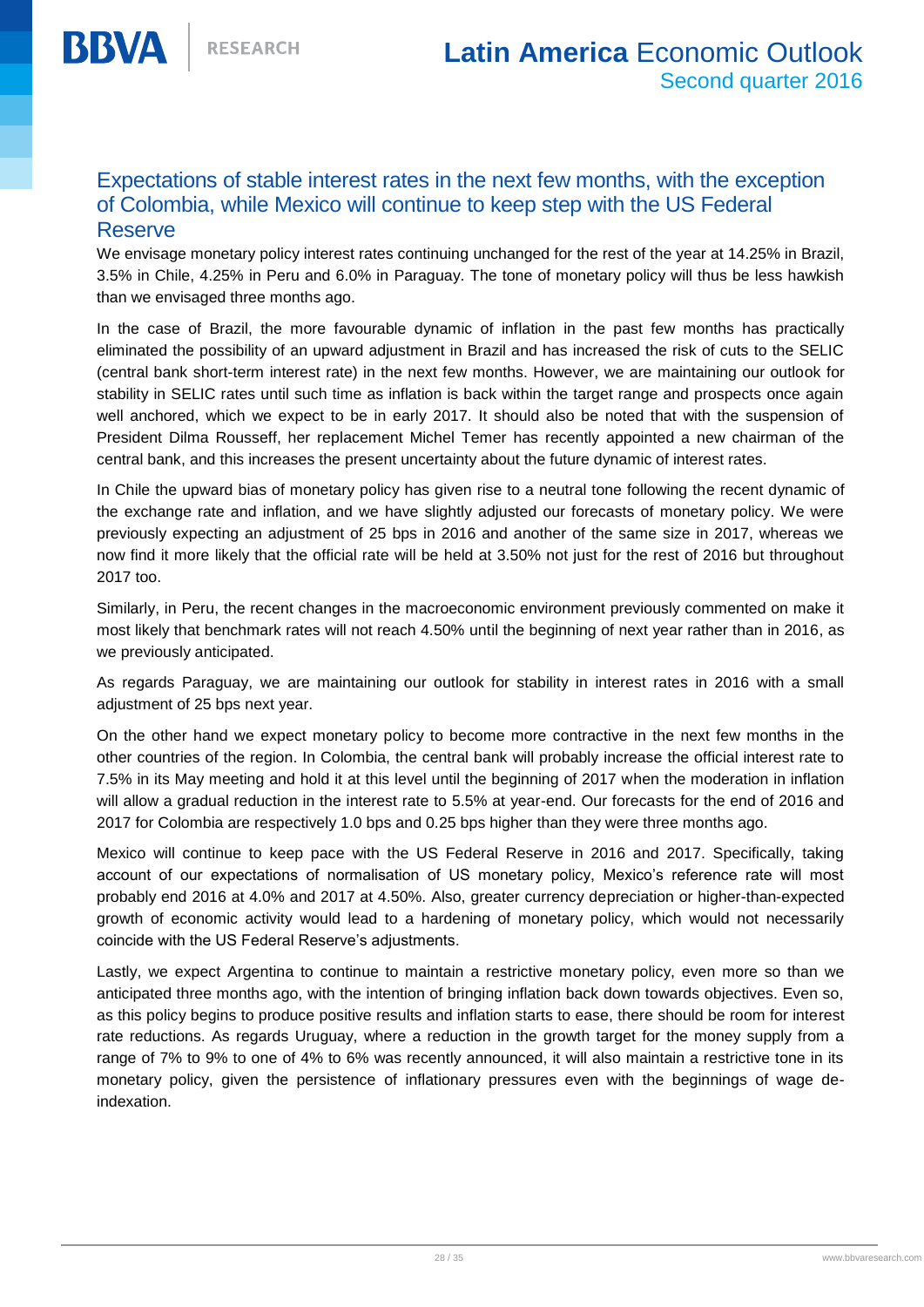## Expectations of stable interest rates in the next few months, with the exception of Colombia, while Mexico will continue to keep step with the US Federal Reserve

We envisage monetary policy interest rates continuing unchanged for the rest of the year at 14.25% in Brazil, 3.5% in Chile, 4.25% in Peru and 6.0% in Paraguay. The tone of monetary policy will thus be less hawkish than we envisaged three months ago.

In the case of Brazil, the more favourable dynamic of inflation in the past few months has practically eliminated the possibility of an upward adjustment in Brazil and has increased the risk of cuts to the SELIC (central bank short-term interest rate) in the next few months. However, we are maintaining our outlook for stability in SELIC rates until such time as inflation is back within the target range and prospects once again well anchored, which we expect to be in early 2017. It should also be noted that with the suspension of President Dilma Rousseff, her replacement Michel Temer has recently appointed a new chairman of the central bank, and this increases the present uncertainty about the future dynamic of interest rates.

In Chile the upward bias of monetary policy has given rise to a neutral tone following the recent dynamic of the exchange rate and inflation, and we have slightly adjusted our forecasts of monetary policy. We were previously expecting an adjustment of 25 bps in 2016 and another of the same size in 2017, whereas we now find it more likely that the official rate will be held at 3.50% not just for the rest of 2016 but throughout 2017 too.

Similarly, in Peru, the recent changes in the macroeconomic environment previously commented on make it most likely that benchmark rates will not reach 4.50% until the beginning of next year rather than in 2016, as we previously anticipated.

As regards Paraguay, we are maintaining our outlook for stability in interest rates in 2016 with a small adjustment of 25 bps next year.

On the other hand we expect monetary policy to become more contractive in the next few months in the other countries of the region. In Colombia, the central bank will probably increase the official interest rate to 7.5% in its May meeting and hold it at this level until the beginning of 2017 when the moderation in inflation will allow a gradual reduction in the interest rate to 5.5% at year-end. Our forecasts for the end of 2016 and 2017 for Colombia are respectively 1.0 bps and 0.25 bps higher than they were three months ago.

Mexico will continue to keep pace with the US Federal Reserve in 2016 and 2017. Specifically, taking account of our expectations of normalisation of US monetary policy, Mexico's reference rate will most probably end 2016 at 4.0% and 2017 at 4.50%. Also, greater currency depreciation or higher-than-expected growth of economic activity would lead to a hardening of monetary policy, which would not necessarily coincide with the US Federal Reserve's adjustments.

Lastly, we expect Argentina to continue to maintain a restrictive monetary policy, even more so than we anticipated three months ago, with the intention of bringing inflation back down towards objectives. Even so, as this policy begins to produce positive results and inflation starts to ease, there should be room for interest rate reductions. As regards Uruguay, where a reduction in the growth target for the money supply from a range of 7% to 9% to one of 4% to 6% was recently announced, it will also maintain a restrictive tone in its monetary policy, given the persistence of inflationary pressures even with the beginnings of wage de-indexation.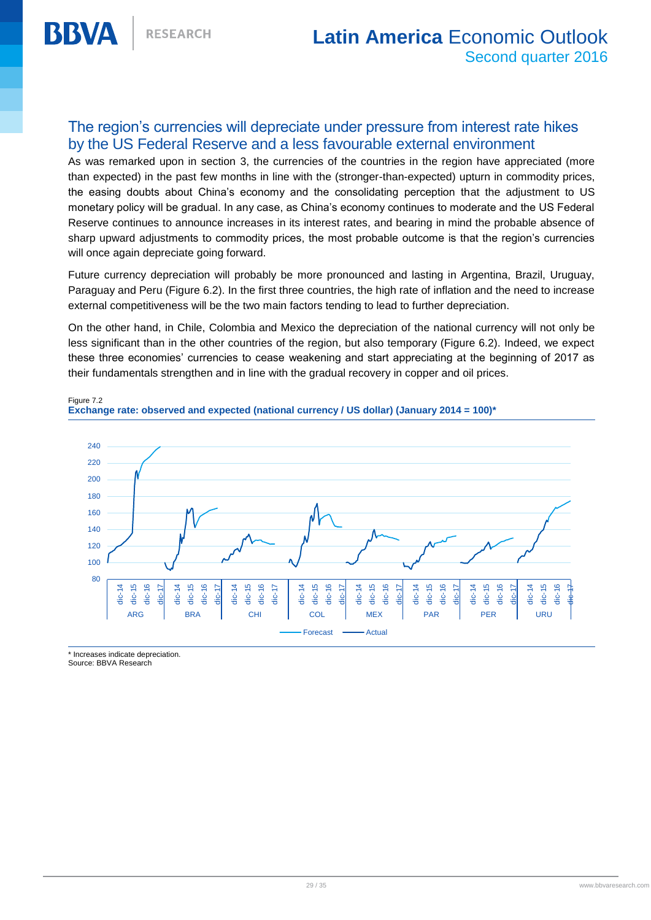## The region's currencies will depreciate under pressure from interest rate hikes by the US Federal Reserve and a less favourable external environment

As was remarked upon in section 3, the currencies of the countries in the region have appreciated (more than expected) in the past few months in line with the (stronger-than-expected) upturn in commodity prices, the easing doubts about China's economy and the consolidating perception that the adjustment to US monetary policy will be gradual. In any case, as China's economy continues to moderate and the US Federal Reserve continues to announce increases in its interest rates, and bearing in mind the probable absence of sharp upward adjustments to commodity prices, the most probable outcome is that the region's currencies will once again depreciate going forward.

Future currency depreciation will probably be more pronounced and lasting in Argentina, Brazil, Uruguay, Paraguay and Peru (Figure 6.2). In the first three countries, the high rate of inflation and the need to increase external competitiveness will be the two main factors tending to lead to further depreciation.

On the other hand, in Chile, Colombia and Mexico the depreciation of the national currency will not only be less significant than in the other countries of the region, but also temporary (Figure 6.2). Indeed, we expect these three economies' currencies to cease weakening and start appreciating at the beginning of 2017 as their fundamentals strengthen and in line with the gradual recovery in copper and oil prices.

Figure 7.2
**Exchange rate: observed and expected (national currency / US dollar) (January 2014 = 100)***

\* Increases indicate depreciation.
Source: BBVA Research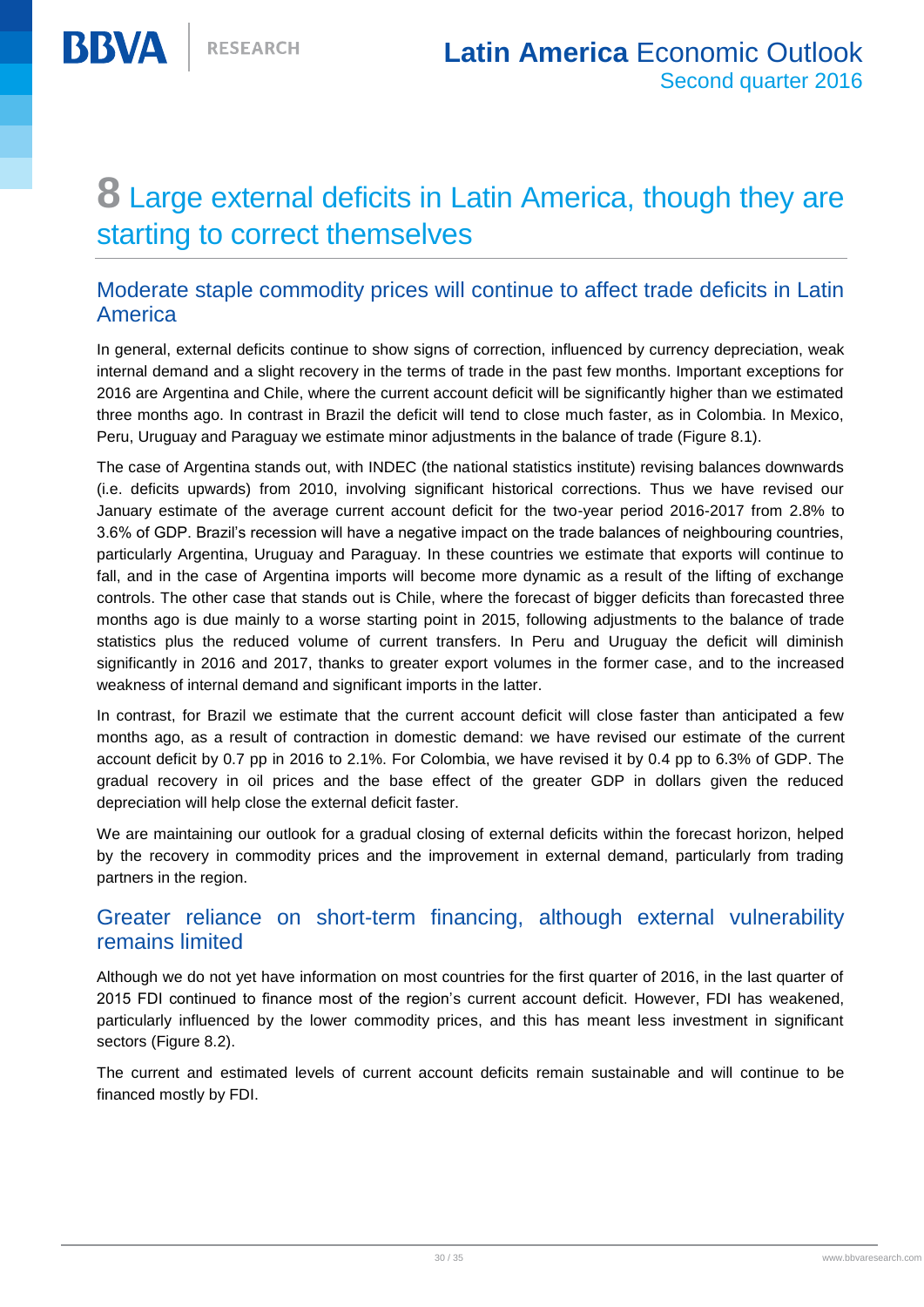# 8 Large external deficits in Latin America, though they are starting to correct themselves

## Moderate staple commodity prices will continue to affect trade deficits in Latin America

In general, external deficits continue to show signs of correction, influenced by currency depreciation, weak internal demand and a slight recovery in the terms of trade in the past few months. Important exceptions for 2016 are Argentina and Chile, where the current account deficit will be significantly higher than we estimated three months ago. In contrast in Brazil the deficit will tend to close much faster, as in Colombia. In Mexico, Peru, Uruguay and Paraguay we estimate minor adjustments in the balance of trade (Figure 8.1).

The case of Argentina stands out, with INDEC (the national statistics institute) revising balances downwards (i.e. deficits upwards) from 2010, involving significant historical corrections. Thus we have revised our January estimate of the average current account deficit for the two-year period 2016-2017 from 2.8% to 3.6% of GDP. Brazil's recession will have a negative impact on the trade balances of neighbouring countries, particularly Argentina, Uruguay and Paraguay. In these countries we estimate that exports will continue to fall, and in the case of Argentina imports will become more dynamic as a result of the lifting of exchange controls. The other case that stands out is Chile, where the forecast of bigger deficits than forecasted three months ago is due mainly to a worse starting point in 2015, following adjustments to the balance of trade statistics plus the reduced volume of current transfers. In Peru and Uruguay the deficit will diminish significantly in 2016 and 2017, thanks to greater export volumes in the former case, and to the increased weakness of internal demand and significant imports in the latter.

In contrast, for Brazil we estimate that the current account deficit will close faster than anticipated a few months ago, as a result of contraction in domestic demand: we have revised our estimate of the current account deficit by 0.7 pp in 2016 to 2.1%. For Colombia, we have revised it by 0.4 pp to 6.3% of GDP. The gradual recovery in oil prices and the base effect of the greater GDP in dollars given the reduced depreciation will help close the external deficit faster.

We are maintaining our outlook for a gradual closing of external deficits within the forecast horizon, helped by the recovery in commodity prices and the improvement in external demand, particularly from trading partners in the region.

## Greater reliance on short-term financing, although external vulnerability remains limited

Although we do not yet have information on most countries for the first quarter of 2016, in the last quarter of 2015 FDI continued to finance most of the region's current account deficit. However, FDI has weakened, particularly influenced by the lower commodity prices, and this has meant less investment in significant sectors (Figure 8.2).

The current and estimated levels of current account deficits remain sustainable and will continue to be financed mostly by FDI.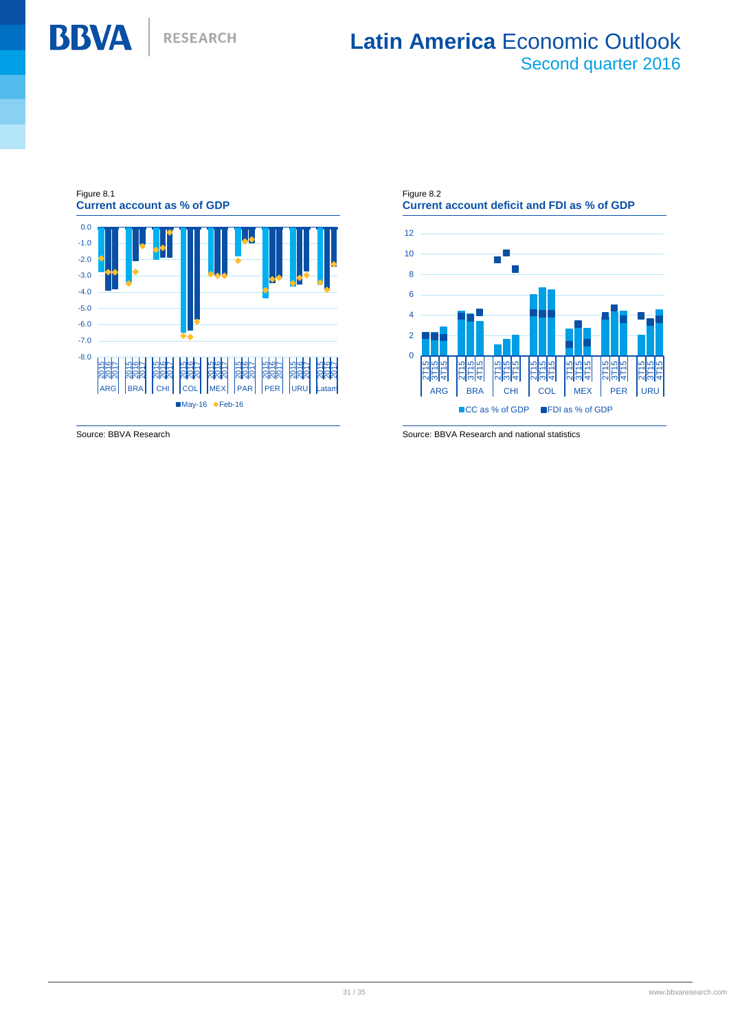Figure 8.1

**Current account as % of GDP**

Source: BBVA Research

Figure 8.2

**Current account deficit and FDI as % of GDP**

Source: BBVA Research and national statistics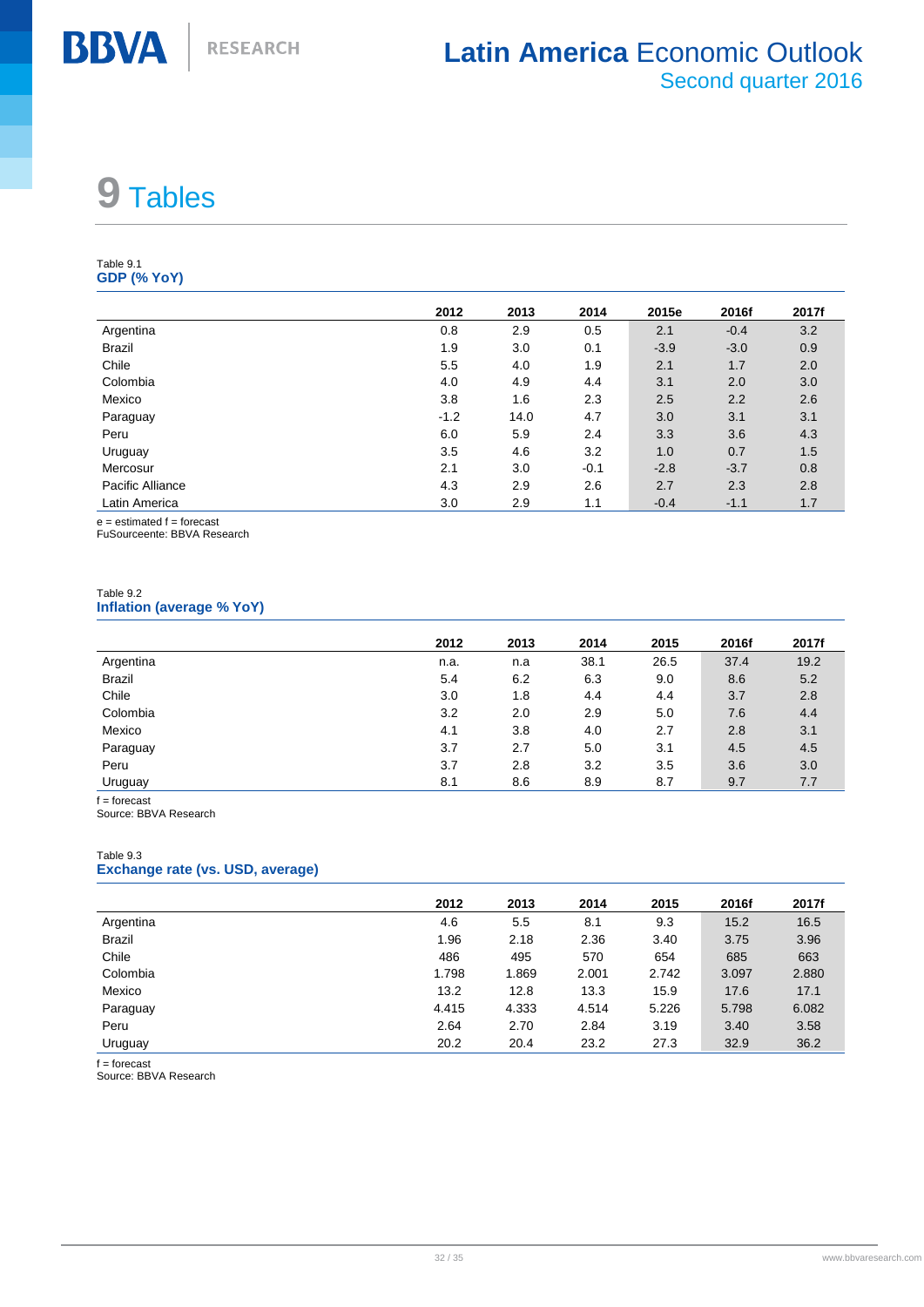# 9 Tables

Table 9.1
**GDP (% YoY)**

| | 2012 | 2013 | 2014 | 2015e | 2016f | 2017f |
|---|---|---|---|---|---|---|
| Argentina | 0.8 | 2.9 | 0.5 | 2.1 | -0.4 | 3.2 |
| Brazil | 1.9 | 3.0 | 0.1 | -3.9 | -3.0 | 0.9 |
| Chile | 5.5 | 4.0 | 1.9 | 2.1 | 1.7 | 2.0 |
| Colombia | 4.0 | 4.9 | 4.4 | 3.1 | 2.0 | 3.0 |
| Mexico | 3.8 | 1.6 | 2.3 | 2.5 | 2.2 | 2.6 |
| Paraguay | -1.2 | 14.0 | 4.7 | 3.0 | 3.1 | 3.1 |
| Peru | 6.0 | 5.9 | 2.4 | 3.3 | 3.6 | 4.3 |
| Uruguay | 3.5 | 4.6 | 3.2 | 1.0 | 0.7 | 1.5 |
| Mercosur | 2.1 | 3.0 | -0.1 | -2.8 | -3.7 | 0.8 |
| Pacific Alliance | 4.3 | 2.9 | 2.6 | 2.7 | 2.3 | 2.8 |
| Latin America | 3.0 | 2.9 | 1.1 | -0.4 | -1.1 | 1.7 |

e = estimated f = forecast
FuSourceente: BBVA Research

Table 9.2
**Inflation (average % YoY)**

| | 2012 | 2013 | 2014 | 2015 | 2016f | 2017f |
|---|---|---|---|---|---|---|
| Argentina | n.a. | n.a | 38.1 | 26.5 | 37.4 | 19.2 |
| Brazil | 5.4 | 6.2 | 6.3 | 9.0 | 8.6 | 5.2 |
| Chile | 3.0 | 1.8 | 4.4 | 4.4 | 3.7 | 2.8 |
| Colombia | 3.2 | 2.0 | 2.9 | 5.0 | 7.6 | 4.4 |
| Mexico | 4.1 | 3.8 | 4.0 | 2.7 | 2.8 | 3.1 |
| Paraguay | 3.7 | 2.7 | 5.0 | 3.1 | 4.5 | 4.5 |
| Peru | 3.7 | 2.8 | 3.2 | 3.5 | 3.6 | 3.0 |
| Uruguay | 8.1 | 8.6 | 8.9 | 8.7 | 9.7 | 7.7 |

f = forecast
Source: BBVA Research

Table 9.3
**Exchange rate (vs. USD, average)**

| | 2012 | 2013 | 2014 | 2015 | 2016f | 2017f |
|---|---|---|---|---|---|---|
| Argentina | 4.6 | 5.5 | 8.1 | 9.3 | 15.2 | 16.5 |
| Brazil | 1.96 | 2.18 | 2.36 | 3.40 | 3.75 | 3.96 |
| Chile | 486 | 495 | 570 | 654 | 685 | 663 |
| Colombia | 1.798 | 1.869 | 2.001 | 2.742 | 3.097 | 2.880 |
| Mexico | 13.2 | 12.8 | 13.3 | 15.9 | 17.6 | 17.1 |
| Paraguay | 4.415 | 4.333 | 4.514 | 5.226 | 5.798 | 6.082 |
| Peru | 2.64 | 2.70 | 2.84 | 3.19 | 3.40 | 3.58 |
| Uruguay | 20.2 | 20.4 | 23.2 | 27.3 | 32.9 | 36.2 |

f = forecast
Source: BBVA Research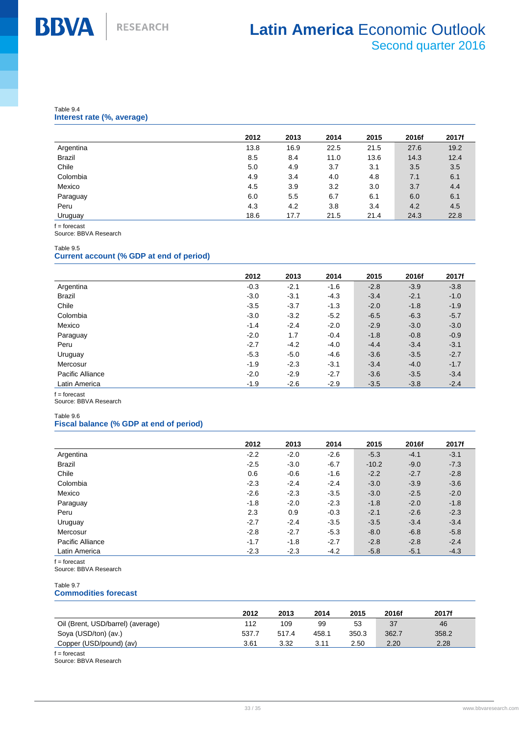Table 9.4

### Interest rate (%, average)

| | 2012 | 2013 | 2014 | 2015 | 2016f | 2017f |
|---|---|---|---|---|---|---|
| Argentina | 13.8 | 16.9 | 22.5 | 21.5 | 27.6 | 19.2 |
| Brazil | 8.5 | 8.4 | 11.0 | 13.6 | 14.3 | 12.4 |
| Chile | 5.0 | 4.9 | 3.7 | 3.1 | 3.5 | 3.5 |
| Colombia | 4.9 | 3.4 | 4.0 | 4.8 | 7.1 | 6.1 |
| Mexico | 4.5 | 3.9 | 3.2 | 3.0 | 3.7 | 4.4 |
| Paraguay | 6.0 | 5.5 | 6.7 | 6.1 | 6.0 | 6.1 |
| Peru | 4.3 | 4.2 | 3.8 | 3.4 | 4.2 | 4.5 |
| Uruguay | 18.6 | 17.7 | 21.5 | 21.4 | 24.3 | 22.8 |

f = forecast
Source: BBVA Research

Table 9.5

### Current account (% GDP at end of period)

| | 2012 | 2013 | 2014 | 2015 | 2016f | 2017f |
|---|---|---|---|---|---|---|
| Argentina | -0.3 | -2.1 | -1.6 | -2.8 | -3.9 | -3.8 |
| Brazil | -3.0 | -3.1 | -4.3 | -3.4 | -2.1 | -1.0 |
| Chile | -3.5 | -3.7 | -1.3 | -2.0 | -1.8 | -1.9 |
| Colombia | -3.0 | -3.2 | -5.2 | -6.5 | -6.3 | -5.7 |
| Mexico | -1.4 | -2.4 | -2.0 | -2.9 | -3.0 | -3.0 |
| Paraguay | -2.0 | 1.7 | -0.4 | -1.8 | -0.8 | -0.9 |
| Peru | -2.7 | -4.2 | -4.0 | -4.4 | -3.4 | -3.1 |
| Uruguay | -5.3 | -5.0 | -4.6 | -3.6 | -3.5 | -2.7 |
| Mercosur | -1.9 | -2.3 | -3.1 | -3.4 | -4.0 | -1.7 |
| Pacific Alliance | -2.0 | -2.9 | -2.7 | -3.6 | -3.5 | -3.4 |
| Latin America | -1.9 | -2.6 | -2.9 | -3.5 | -3.8 | -2.4 |

f = forecast
Source: BBVA Research

Table 9.6

### Fiscal balance (% GDP at end of period)

| | 2012 | 2013 | 2014 | 2015 | 2016f | 2017f |
|---|---|---|---|---|---|---|
| Argentina | -2.2 | -2.0 | -2.6 | -5.3 | -4.1 | -3.1 |
| Brazil | -2.5 | -3.0 | -6.7 | -10.2 | -9.0 | -7.3 |
| Chile | 0.6 | -0.6 | -1.6 | -2.2 | -2.7 | -2.8 |
| Colombia | -2.3 | -2.4 | -2.4 | -3.0 | -3.9 | -3.6 |
| Mexico | -2.6 | -2.3 | -3.5 | -3.0 | -2.5 | -2.0 |
| Paraguay | -1.8 | -2.0 | -2.3 | -1.8 | -2.0 | -1.8 |
| Peru | 2.3 | 0.9 | -0.3 | -2.1 | -2.6 | -2.3 |
| Uruguay | -2.7 | -2.4 | -3.5 | -3.5 | -3.4 | -3.4 |
| Mercosur | -2.8 | -2.7 | -5.3 | -8.0 | -6.8 | -5.8 |
| Pacific Alliance | -1.7 | -1.8 | -2.7 | -2.8 | -2.8 | -2.4 |
| Latin America | -2.3 | -2.3 | -4.2 | -5.8 | -5.1 | -4.3 |

f = forecast
Source: BBVA Research

Table 9.7

### Commodities forecast

| | 2012 | 2013 | 2014 | 2015 | 2016f | 2017f |
|---|---|---|---|---|---|---|
| Oil (Brent, USD/barrel) (average) | 112 | 109 | 99 | 53 | 37 | 46 |
| Soya (USD/ton) (av.) | 537.7 | 517.4 | 458.1 | 350.3 | 362.7 | 358.2 |
| Copper (USD/pound) (av) | 3.61 | 3.32 | 3.11 | 2.50 | 2.20 | 2.28 |

f = forecast
Source: BBVA Research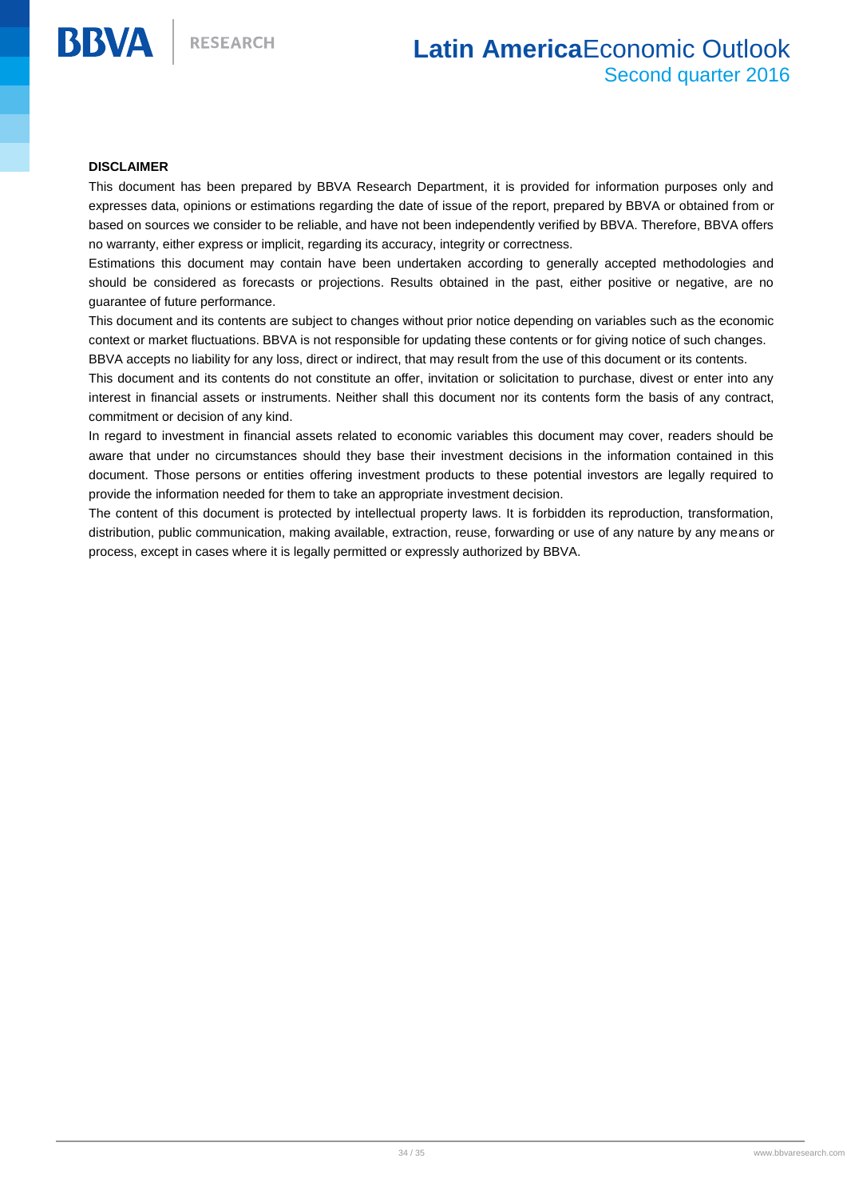**DISCLAIMER**

This document has been prepared by BBVA Research Department, it is provided for information purposes only and expresses data, opinions or estimations regarding the date of issue of the report, prepared by BBVA or obtained from or based on sources we consider to be reliable, and have not been independently verified by BBVA. Therefore, BBVA offers no warranty, either express or implicit, regarding its accuracy, integrity or correctness.

Estimations this document may contain have been undertaken according to generally accepted methodologies and should be considered as forecasts or projections. Results obtained in the past, either positive or negative, are no guarantee of future performance.

This document and its contents are subject to changes without prior notice depending on variables such as the economic context or market fluctuations. BBVA is not responsible for updating these contents or for giving notice of such changes.

BBVA accepts no liability for any loss, direct or indirect, that may result from the use of this document or its contents.

This document and its contents do not constitute an offer, invitation or solicitation to purchase, divest or enter into any interest in financial assets or instruments. Neither shall this document nor its contents form the basis of any contract, commitment or decision of any kind.

In regard to investment in financial assets related to economic variables this document may cover, readers should be aware that under no circumstances should they base their investment decisions in the information contained in this document. Those persons or entities offering investment products to these potential investors are legally required to provide the information needed for them to take an appropriate investment decision.

The content of this document is protected by intellectual property laws. It is forbidden its reproduction, transformation, distribution, public communication, making available, extraction, reuse, forwarding or use of any nature by any means or process, except in cases where it is legally permitted or expressly authorized by BBVA.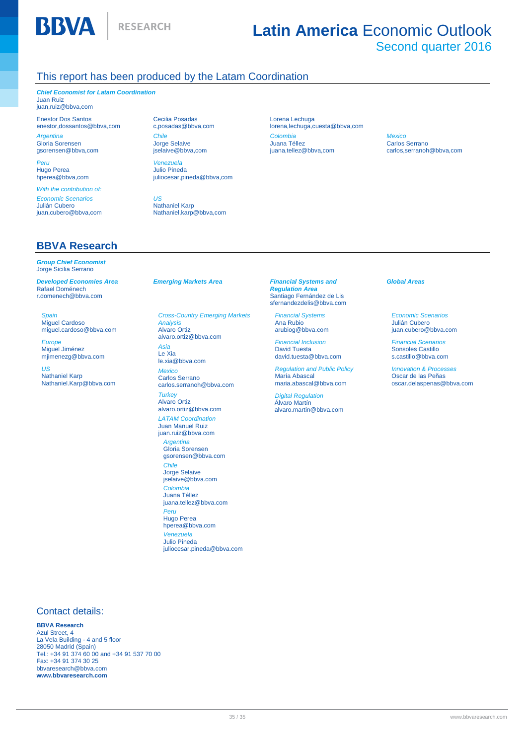## This report has been produced by the Latam Coordination

***Chief Economist for Latam Coordination***
Juan Ruiz
juan,ruiz@bbva,com

Enestor Dos Santos
enestor,dossantos@bbva,com

Cecilia Posadas
c,posadas@bbva,com

Lorena Lechuga
lorena,lechuga,cuesta@bbva,com

*Argentina*
Gloria Sorensen
gsorensen@bbva,com

*Chile*
Jorge Selaive
jselaive@bbva,com

*Colombia*
Juana Téllez
juana,tellez@bbva,com

*Mexico*
Carlos Serrano
carlos,serranoh@bbva,com

*Peru*
Hugo Perea
hperea@bbva,com

*Venezuela*
Julio Pineda
juliocesar,pineda@bbva,com

*With the contribution of:*

*Economic Scenarios*
Julián Cubero
juan,cubero@bbva,com

*US*
Nathaniel Karp
Nathaniel,karp@bbva,com

## BBVA Research

***Group Chief Economist***
Jorge Sicilia Serrano

***Developed Economies Area***
Rafael Doménech
r.domenech@bbva.com

*Spain*
Miguel Cardoso
miguel.cardoso@bbva.com

*Europe*
Miguel Jiménez
mjimenezg@bbva.com

*US*
Nathaniel Karp
Nathaniel.Karp@bbva.com

***Emerging Markets Area***

*Cross-Country Emerging Markets Analysis*
Alvaro Ortiz
alvaro.ortiz@bbva.com

*Asia*
Le Xia
le.xia@bbva.com

*Mexico*
Carlos Serrano
carlos.serranoh@bbva.com

*Turkey*
Alvaro Ortiz
alvaro.ortiz@bbva.com

*LATAM Coordination*
Juan Manuel Ruiz
juan.ruiz@bbva.com

*Argentina*
Gloria Sorensen
gsorensen@bbva.com

*Chile*
Jorge Selaive
jselaive@bbva.com

*Colombia*
Juana Téllez
juana.tellez@bbva.com

*Peru*
Hugo Perea
hperea@bbva.com

*Venezuela*
Julio Pineda
juliocesar.pineda@bbva.com

***Financial Systems and Regulation Area***
Santiago Fernández de Lis
sfernandezdelis@bbva.com

*Financial Systems*
Ana Rubio
arubiog@bbva.com

*Financial Inclusion*
David Tuesta
david.tuesta@bbva.com

*Regulation and Public Policy*
María Abascal
maria.abascal@bbva.com

*Digital Regulation*
Álvaro Martín
alvaro.martin@bbva.com

***Global Areas***

*Economic Scenarios*
Julián Cubero
juan.cubero@bbva.com

*Financial Scenarios*
Sonsoles Castillo
s.castillo@bbva.com

*Innovation & Processes*
Oscar de las Peñas
oscar.delaspenas@bbva.com

## Contact details:

**BBVA Research**
Azul Street, 4
La Vela Building - 4 and 5 floor
28050 Madrid (Spain)
Tel.: +34 91 374 60 00 and +34 91 537 70 00
Fax: +34 91 374 30 25
bbvaresearch@bbva.com
**www.bbvaresearch.com**